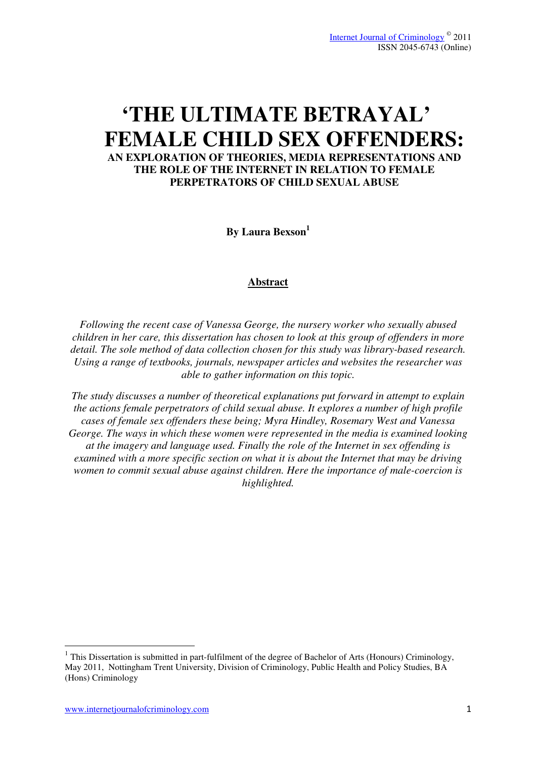# 'THE ULTIMATE BETRAYAL' FEMALE CHILD SEX OFFENDERS:

## AN EXPLORATION OF THEORIES, MEDIA REPRESENTATIONS AND THE ROLE OF THE INTERNET IN RELATION TO FEMALE PERPETRATORS OF CHILD SEXUAL ABUSE

**By Laura Bexson[1]**

## Abstract

*Following the recent case of Vanessa George, the nursery worker who sexually abused children in her care, this dissertation has chosen to look at this group of offenders in more detail. The sole method of data collection chosen for this study was library-based research. Using a range of textbooks, journals, newspaper articles and websites the researcher was able to gather information on this topic.*

*The study discusses a number of theoretical explanations put forward in attempt to explain the actions female perpetrators of child sexual abuse. It explores a number of high profile cases of female sex offenders these being; Myra Hindley, Rosemary West and Vanessa George. The ways in which these women were represented in the media is examined looking at the imagery and language used. Finally the role of the Internet in sex offending is examined with a more specific section on what it is about the Internet that may be driving women to commit sexual abuse against children. Here the importance of male-coercion is highlighted.*

---

[1] This Dissertation is submitted in part-fulfilment of the degree of Bachelor of Arts (Honours) Criminology, May 2011, Nottingham Trent University, Division of Criminology, Public Health and Policy Studies, BA (Hons) Criminology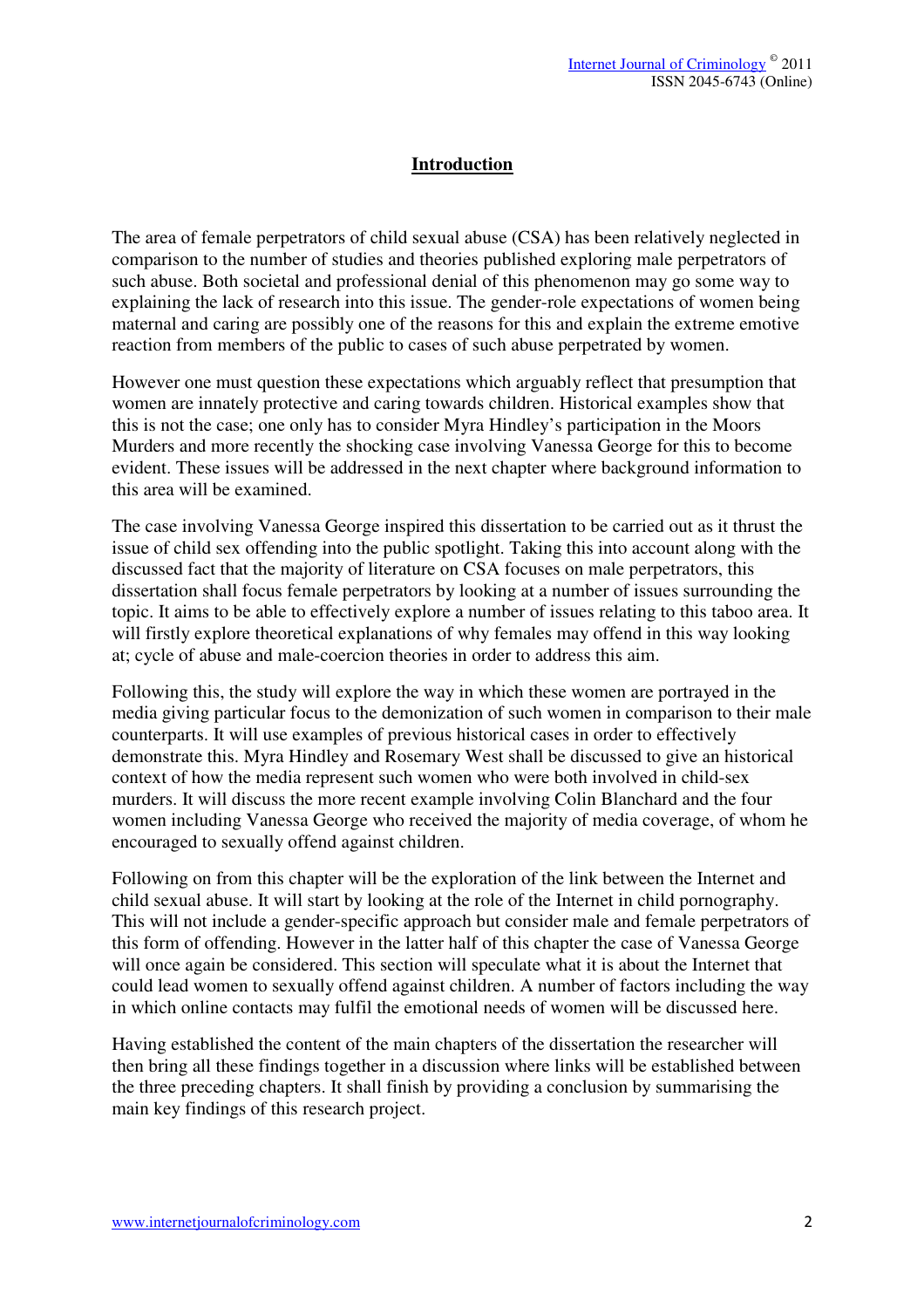# Introduction

The area of female perpetrators of child sexual abuse (CSA) has been relatively neglected in comparison to the number of studies and theories published exploring male perpetrators of such abuse. Both societal and professional denial of this phenomenon may go some way to explaining the lack of research into this issue. The gender-role expectations of women being maternal and caring are possibly one of the reasons for this and explain the extreme emotive reaction from members of the public to cases of such abuse perpetrated by women.

However one must question these expectations which arguably reflect that presumption that women are innately protective and caring towards children. Historical examples show that this is not the case; one only has to consider Myra Hindley's participation in the Moors Murders and more recently the shocking case involving Vanessa George for this to become evident. These issues will be addressed in the next chapter where background information to this area will be examined.

The case involving Vanessa George inspired this dissertation to be carried out as it thrust the issue of child sex offending into the public spotlight. Taking this into account along with the discussed fact that the majority of literature on CSA focuses on male perpetrators, this dissertation shall focus female perpetrators by looking at a number of issues surrounding the topic. It aims to be able to effectively explore a number of issues relating to this taboo area. It will firstly explore theoretical explanations of why females may offend in this way looking at; cycle of abuse and male-coercion theories in order to address this aim.

Following this, the study will explore the way in which these women are portrayed in the media giving particular focus to the demonization of such women in comparison to their male counterparts. It will use examples of previous historical cases in order to effectively demonstrate this. Myra Hindley and Rosemary West shall be discussed to give an historical context of how the media represent such women who were both involved in child-sex murders. It will discuss the more recent example involving Colin Blanchard and the four women including Vanessa George who received the majority of media coverage, of whom he encouraged to sexually offend against children.

Following on from this chapter will be the exploration of the link between the Internet and child sexual abuse. It will start by looking at the role of the Internet in child pornography. This will not include a gender-specific approach but consider male and female perpetrators of this form of offending. However in the latter half of this chapter the case of Vanessa George will once again be considered. This section will speculate what it is about the Internet that could lead women to sexually offend against children. A number of factors including the way in which online contacts may fulfil the emotional needs of women will be discussed here.

Having established the content of the main chapters of the dissertation the researcher will then bring all these findings together in a discussion where links will be established between the three preceding chapters. It shall finish by providing a conclusion by summarising the main key findings of this research project.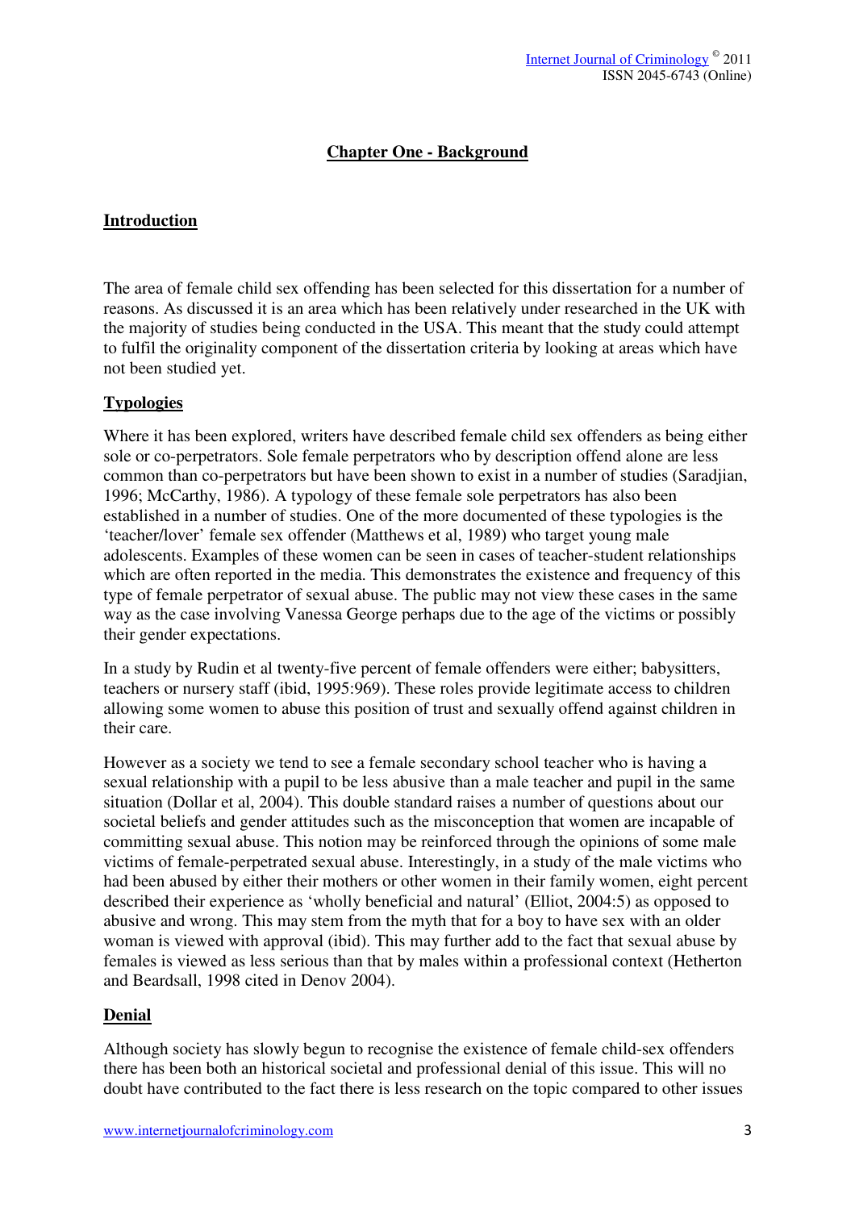## Chapter One - Background

### Introduction

The area of female child sex offending has been selected for this dissertation for a number of reasons. As discussed it is an area which has been relatively under researched in the UK with the majority of studies being conducted in the USA. This meant that the study could attempt to fulfil the originality component of the dissertation criteria by looking at areas which have not been studied yet.

### Typologies

Where it has been explored, writers have described female child sex offenders as being either sole or co-perpetrators. Sole female perpetrators who by description offend alone are less common than co-perpetrators but have been shown to exist in a number of studies (Saradjian, 1996; McCarthy, 1986). A typology of these female sole perpetrators has also been established in a number of studies. One of the more documented of these typologies is the 'teacher/lover' female sex offender (Matthews et al, 1989) who target young male adolescents. Examples of these women can be seen in cases of teacher-student relationships which are often reported in the media. This demonstrates the existence and frequency of this type of female perpetrator of sexual abuse. The public may not view these cases in the same way as the case involving Vanessa George perhaps due to the age of the victims or possibly their gender expectations.

In a study by Rudin et al twenty-five percent of female offenders were either; babysitters, teachers or nursery staff (ibid, 1995:969). These roles provide legitimate access to children allowing some women to abuse this position of trust and sexually offend against children in their care.

However as a society we tend to see a female secondary school teacher who is having a sexual relationship with a pupil to be less abusive than a male teacher and pupil in the same situation (Dollar et al, 2004). This double standard raises a number of questions about our societal beliefs and gender attitudes such as the misconception that women are incapable of committing sexual abuse. This notion may be reinforced through the opinions of some male victims of female-perpetrated sexual abuse. Interestingly, in a study of the male victims who had been abused by either their mothers or other women in their family women, eight percent described their experience as 'wholly beneficial and natural' (Elliot, 2004:5) as opposed to abusive and wrong. This may stem from the myth that for a boy to have sex with an older woman is viewed with approval (ibid). This may further add to the fact that sexual abuse by females is viewed as less serious than that by males within a professional context (Hetherton and Beardsall, 1998 cited in Denov 2004).

### Denial

Although society has slowly begun to recognise the existence of female child-sex offenders there has been both an historical societal and professional denial of this issue. This will no doubt have contributed to the fact there is less research on the topic compared to other issues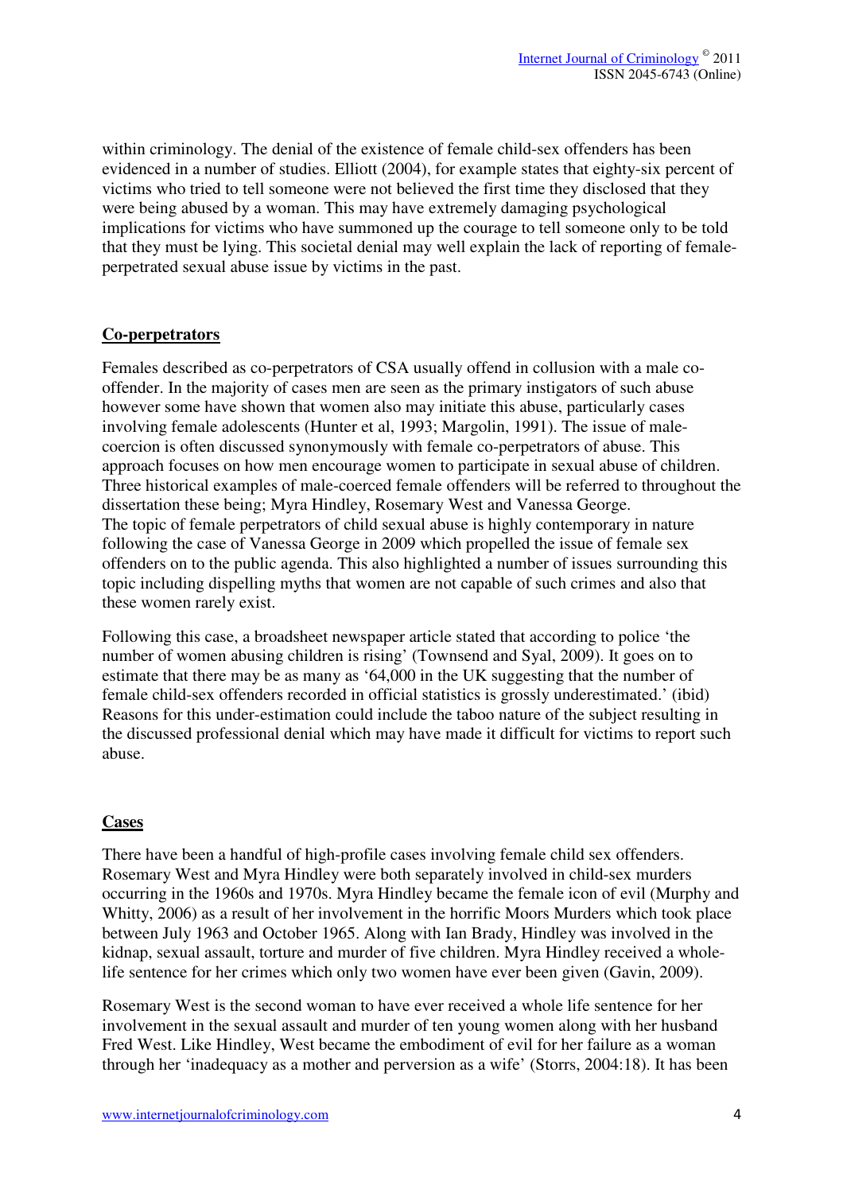within criminology. The denial of the existence of female child-sex offenders has been evidenced in a number of studies. Elliott (2004), for example states that eighty-six percent of victims who tried to tell someone were not believed the first time they disclosed that they were being abused by a woman. This may have extremely damaging psychological implications for victims who have summoned up the courage to tell someone only to be told that they must be lying. This societal denial may well explain the lack of reporting of female-perpetrated sexual abuse issue by victims in the past.

## Co-perpetrators

Females described as co-perpetrators of CSA usually offend in collusion with a male co-offender. In the majority of cases men are seen as the primary instigators of such abuse however some have shown that women also may initiate this abuse, particularly cases involving female adolescents (Hunter et al, 1993; Margolin, 1991). The issue of male-coercion is often discussed synonymously with female co-perpetrators of abuse. This approach focuses on how men encourage women to participate in sexual abuse of children. Three historical examples of male-coerced female offenders will be referred to throughout the dissertation these being; Myra Hindley, Rosemary West and Vanessa George.
The topic of female perpetrators of child sexual abuse is highly contemporary in nature following the case of Vanessa George in 2009 which propelled the issue of female sex offenders on to the public agenda. This also highlighted a number of issues surrounding this topic including dispelling myths that women are not capable of such crimes and also that these women rarely exist.

Following this case, a broadsheet newspaper article stated that according to police 'the number of women abusing children is rising' (Townsend and Syal, 2009). It goes on to estimate that there may be as many as '64,000 in the UK suggesting that the number of female child-sex offenders recorded in official statistics is grossly underestimated.' (ibid) Reasons for this under-estimation could include the taboo nature of the subject resulting in the discussed professional denial which may have made it difficult for victims to report such abuse.

## Cases

There have been a handful of high-profile cases involving female child sex offenders. Rosemary West and Myra Hindley were both separately involved in child-sex murders occurring in the 1960s and 1970s. Myra Hindley became the female icon of evil (Murphy and Whitty, 2006) as a result of her involvement in the horrific Moors Murders which took place between July 1963 and October 1965. Along with Ian Brady, Hindley was involved in the kidnap, sexual assault, torture and murder of five children. Myra Hindley received a whole-life sentence for her crimes which only two women have ever been given (Gavin, 2009).

Rosemary West is the second woman to have ever received a whole life sentence for her involvement in the sexual assault and murder of ten young women along with her husband Fred West. Like Hindley, West became the embodiment of evil for her failure as a woman through her 'inadequacy as a mother and perversion as a wife' (Storrs, 2004:18). It has been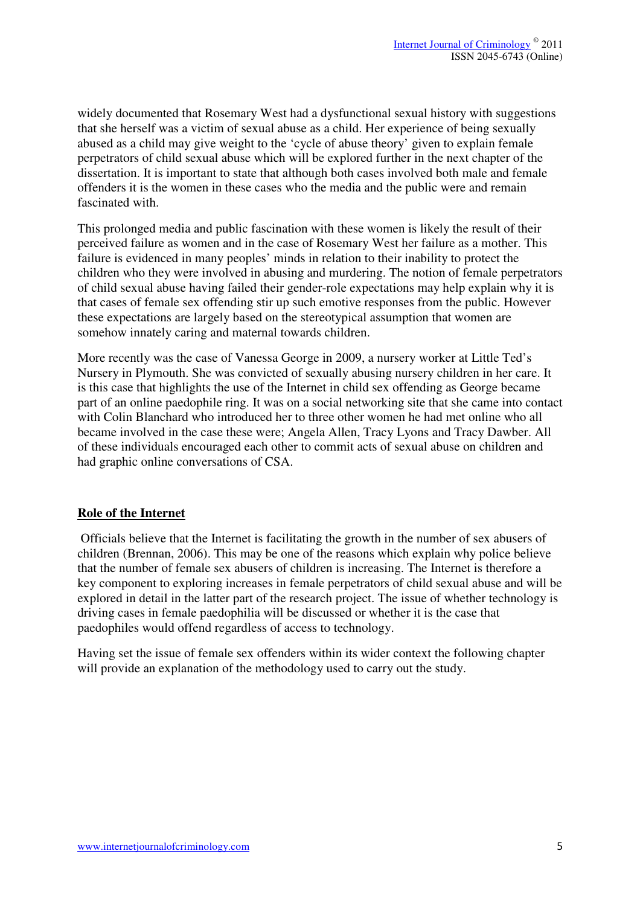widely documented that Rosemary West had a dysfunctional sexual history with suggestions that she herself was a victim of sexual abuse as a child. Her experience of being sexually abused as a child may give weight to the 'cycle of abuse theory' given to explain female perpetrators of child sexual abuse which will be explored further in the next chapter of the dissertation. It is important to state that although both cases involved both male and female offenders it is the women in these cases who the media and the public were and remain fascinated with.

This prolonged media and public fascination with these women is likely the result of their perceived failure as women and in the case of Rosemary West her failure as a mother. This failure is evidenced in many peoples' minds in relation to their inability to protect the children who they were involved in abusing and murdering. The notion of female perpetrators of child sexual abuse having failed their gender-role expectations may help explain why it is that cases of female sex offending stir up such emotive responses from the public. However these expectations are largely based on the stereotypical assumption that women are somehow innately caring and maternal towards children.

More recently was the case of Vanessa George in 2009, a nursery worker at Little Ted's Nursery in Plymouth. She was convicted of sexually abusing nursery children in her care. It is this case that highlights the use of the Internet in child sex offending as George became part of an online paedophile ring. It was on a social networking site that she came into contact with Colin Blanchard who introduced her to three other women he had met online who all became involved in the case these were; Angela Allen, Tracy Lyons and Tracy Dawber. All of these individuals encouraged each other to commit acts of sexual abuse on children and had graphic online conversations of CSA.

## Role of the Internet

Officials believe that the Internet is facilitating the growth in the number of sex abusers of children (Brennan, 2006). This may be one of the reasons which explain why police believe that the number of female sex abusers of children is increasing. The Internet is therefore a key component to exploring increases in female perpetrators of child sexual abuse and will be explored in detail in the latter part of the research project. The issue of whether technology is driving cases in female paedophilia will be discussed or whether it is the case that paedophiles would offend regardless of access to technology.

Having set the issue of female sex offenders within its wider context the following chapter will provide an explanation of the methodology used to carry out the study.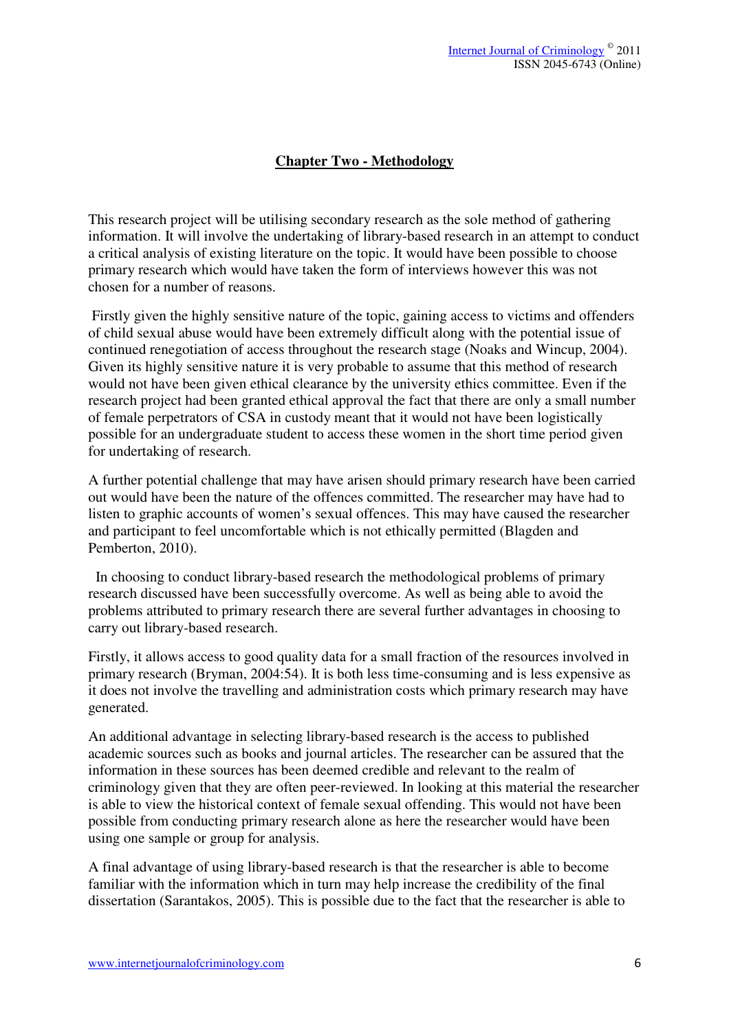## Chapter Two - Methodology

This research project will be utilising secondary research as the sole method of gathering information. It will involve the undertaking of library-based research in an attempt to conduct a critical analysis of existing literature on the topic. It would have been possible to choose primary research which would have taken the form of interviews however this was not chosen for a number of reasons.

Firstly given the highly sensitive nature of the topic, gaining access to victims and offenders of child sexual abuse would have been extremely difficult along with the potential issue of continued renegotiation of access throughout the research stage (Noaks and Wincup, 2004). Given its highly sensitive nature it is very probable to assume that this method of research would not have been given ethical clearance by the university ethics committee. Even if the research project had been granted ethical approval the fact that there are only a small number of female perpetrators of CSA in custody meant that it would not have been logistically possible for an undergraduate student to access these women in the short time period given for undertaking of research.

A further potential challenge that may have arisen should primary research have been carried out would have been the nature of the offences committed. The researcher may have had to listen to graphic accounts of women's sexual offences. This may have caused the researcher and participant to feel uncomfortable which is not ethically permitted (Blagden and Pemberton, 2010).

In choosing to conduct library-based research the methodological problems of primary research discussed have been successfully overcome. As well as being able to avoid the problems attributed to primary research there are several further advantages in choosing to carry out library-based research.

Firstly, it allows access to good quality data for a small fraction of the resources involved in primary research (Bryman, 2004:54). It is both less time-consuming and is less expensive as it does not involve the travelling and administration costs which primary research may have generated.

An additional advantage in selecting library-based research is the access to published academic sources such as books and journal articles. The researcher can be assured that the information in these sources has been deemed credible and relevant to the realm of criminology given that they are often peer-reviewed. In looking at this material the researcher is able to view the historical context of female sexual offending. This would not have been possible from conducting primary research alone as here the researcher would have been using one sample or group for analysis.

A final advantage of using library-based research is that the researcher is able to become familiar with the information which in turn may help increase the credibility of the final dissertation (Sarantakos, 2005). This is possible due to the fact that the researcher is able to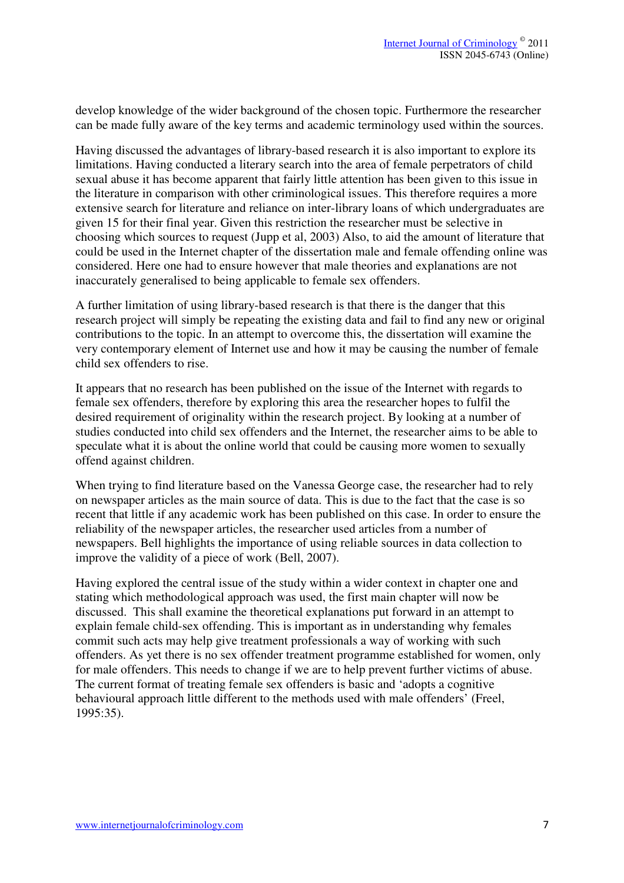develop knowledge of the wider background of the chosen topic. Furthermore the researcher can be made fully aware of the key terms and academic terminology used within the sources.

Having discussed the advantages of library-based research it is also important to explore its limitations. Having conducted a literary search into the area of female perpetrators of child sexual abuse it has become apparent that fairly little attention has been given to this issue in the literature in comparison with other criminological issues. This therefore requires a more extensive search for literature and reliance on inter-library loans of which undergraduates are given 15 for their final year. Given this restriction the researcher must be selective in choosing which sources to request (Jupp et al, 2003) Also, to aid the amount of literature that could be used in the Internet chapter of the dissertation male and female offending online was considered. Here one had to ensure however that male theories and explanations are not inaccurately generalised to being applicable to female sex offenders.

A further limitation of using library-based research is that there is the danger that this research project will simply be repeating the existing data and fail to find any new or original contributions to the topic. In an attempt to overcome this, the dissertation will examine the very contemporary element of Internet use and how it may be causing the number of female child sex offenders to rise.

It appears that no research has been published on the issue of the Internet with regards to female sex offenders, therefore by exploring this area the researcher hopes to fulfil the desired requirement of originality within the research project. By looking at a number of studies conducted into child sex offenders and the Internet, the researcher aims to be able to speculate what it is about the online world that could be causing more women to sexually offend against children.

When trying to find literature based on the Vanessa George case, the researcher had to rely on newspaper articles as the main source of data. This is due to the fact that the case is so recent that little if any academic work has been published on this case. In order to ensure the reliability of the newspaper articles, the researcher used articles from a number of newspapers. Bell highlights the importance of using reliable sources in data collection to improve the validity of a piece of work (Bell, 2007).

Having explored the central issue of the study within a wider context in chapter one and stating which methodological approach was used, the first main chapter will now be discussed. This shall examine the theoretical explanations put forward in an attempt to explain female child-sex offending. This is important as in understanding why females commit such acts may help give treatment professionals a way of working with such offenders. As yet there is no sex offender treatment programme established for women, only for male offenders. This needs to change if we are to help prevent further victims of abuse. The current format of treating female sex offenders is basic and 'adopts a cognitive behavioural approach little different to the methods used with male offenders' (Freel, 1995:35).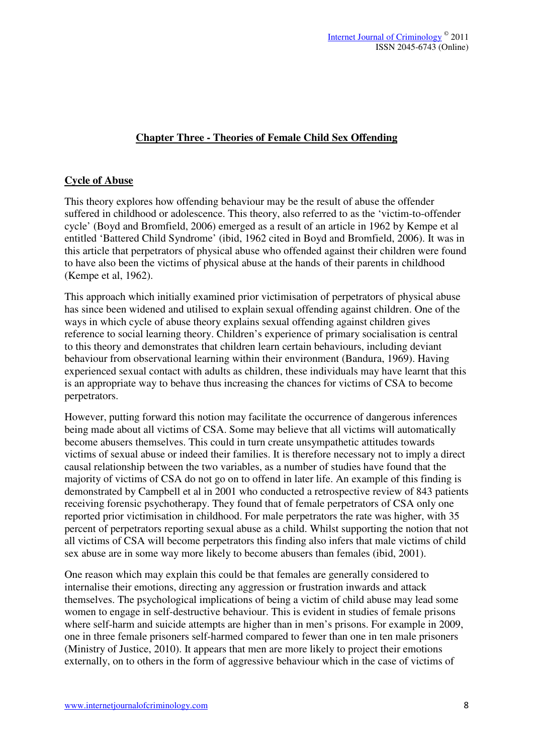## Chapter Three - Theories of Female Child Sex Offending

### Cycle of Abuse

This theory explores how offending behaviour may be the result of abuse the offender suffered in childhood or adolescence. This theory, also referred to as the 'victim-to-offender cycle' (Boyd and Bromfield, 2006) emerged as a result of an article in 1962 by Kempe et al entitled 'Battered Child Syndrome' (ibid, 1962 cited in Boyd and Bromfield, 2006). It was in this article that perpetrators of physical abuse who offended against their children were found to have also been the victims of physical abuse at the hands of their parents in childhood (Kempe et al, 1962).

This approach which initially examined prior victimisation of perpetrators of physical abuse has since been widened and utilised to explain sexual offending against children. One of the ways in which cycle of abuse theory explains sexual offending against children gives reference to social learning theory. Children's experience of primary socialisation is central to this theory and demonstrates that children learn certain behaviours, including deviant behaviour from observational learning within their environment (Bandura, 1969). Having experienced sexual contact with adults as children, these individuals may have learnt that this is an appropriate way to behave thus increasing the chances for victims of CSA to become perpetrators.

However, putting forward this notion may facilitate the occurrence of dangerous inferences being made about all victims of CSA. Some may believe that all victims will automatically become abusers themselves. This could in turn create unsympathetic attitudes towards victims of sexual abuse or indeed their families. It is therefore necessary not to imply a direct causal relationship between the two variables, as a number of studies have found that the majority of victims of CSA do not go on to offend in later life. An example of this finding is demonstrated by Campbell et al in 2001 who conducted a retrospective review of 843 patients receiving forensic psychotherapy. They found that of female perpetrators of CSA only one reported prior victimisation in childhood. For male perpetrators the rate was higher, with 35 percent of perpetrators reporting sexual abuse as a child. Whilst supporting the notion that not all victims of CSA will become perpetrators this finding also infers that male victims of child sex abuse are in some way more likely to become abusers than females (ibid, 2001).

One reason which may explain this could be that females are generally considered to internalise their emotions, directing any aggression or frustration inwards and attack themselves. The psychological implications of being a victim of child abuse may lead some women to engage in self-destructive behaviour. This is evident in studies of female prisons where self-harm and suicide attempts are higher than in men's prisons. For example in 2009, one in three female prisoners self-harmed compared to fewer than one in ten male prisoners (Ministry of Justice, 2010). It appears that men are more likely to project their emotions externally, on to others in the form of aggressive behaviour which in the case of victims of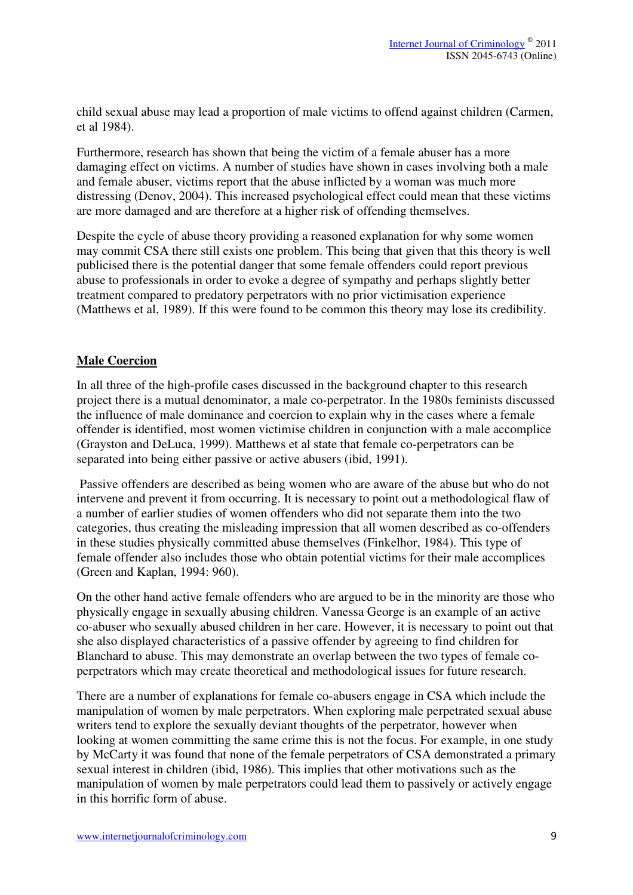child sexual abuse may lead a proportion of male victims to offend against children (Carmen, et al 1984).

Furthermore, research has shown that being the victim of a female abuser has a more damaging effect on victims. A number of studies have shown in cases involving both a male and female abuser, victims report that the abuse inflicted by a woman was much more distressing (Denov, 2004). This increased psychological effect could mean that these victims are more damaged and are therefore at a higher risk of offending themselves.

Despite the cycle of abuse theory providing a reasoned explanation for why some women may commit CSA there still exists one problem. This being that given that this theory is well publicised there is the potential danger that some female offenders could report previous abuse to professionals in order to evoke a degree of sympathy and perhaps slightly better treatment compared to predatory perpetrators with no prior victimisation experience (Matthews et al, 1989). If this were found to be common this theory may lose its credibility.

## Male Coercion

In all three of the high-profile cases discussed in the background chapter to this research project there is a mutual denominator, a male co-perpetrator. In the 1980s feminists discussed the influence of male dominance and coercion to explain why in the cases where a female offender is identified, most women victimise children in conjunction with a male accomplice (Grayston and DeLuca, 1999). Matthews et al state that female co-perpetrators can be separated into being either passive or active abusers (ibid, 1991).

Passive offenders are described as being women who are aware of the abuse but who do not intervene and prevent it from occurring. It is necessary to point out a methodological flaw of a number of earlier studies of women offenders who did not separate them into the two categories, thus creating the misleading impression that all women described as co-offenders in these studies physically committed abuse themselves (Finkelhor, 1984). This type of female offender also includes those who obtain potential victims for their male accomplices (Green and Kaplan, 1994: 960).

On the other hand active female offenders who are argued to be in the minority are those who physically engage in sexually abusing children. Vanessa George is an example of an active co-abuser who sexually abused children in her care. However, it is necessary to point out that she also displayed characteristics of a passive offender by agreeing to find children for Blanchard to abuse. This may demonstrate an overlap between the two types of female co-perpetrators which may create theoretical and methodological issues for future research.

There are a number of explanations for female co-abusers engage in CSA which include the manipulation of women by male perpetrators. When exploring male perpetrated sexual abuse writers tend to explore the sexually deviant thoughts of the perpetrator, however when looking at women committing the same crime this is not the focus. For example, in one study by McCarty it was found that none of the female perpetrators of CSA demonstrated a primary sexual interest in children (ibid, 1986). This implies that other motivations such as the manipulation of women by male perpetrators could lead them to passively or actively engage in this horrific form of abuse.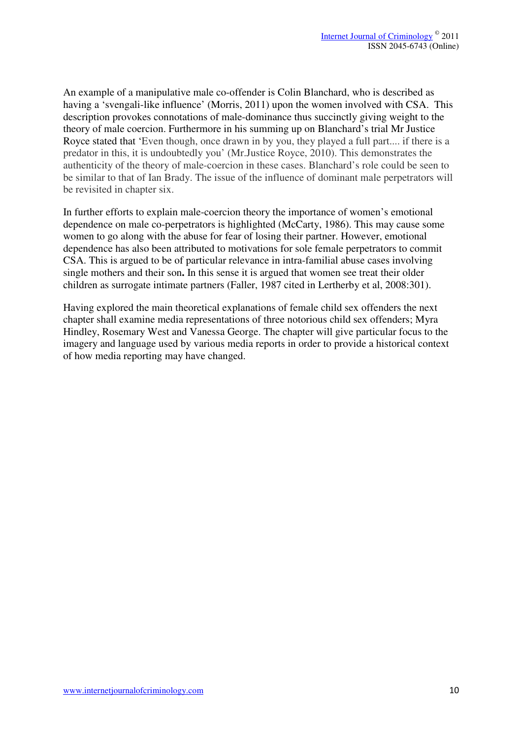An example of a manipulative male co-offender is Colin Blanchard, who is described as having a 'svengali-like influence' (Morris, 2011) upon the women involved with CSA. This description provokes connotations of male-dominance thus succinctly giving weight to the theory of male coercion. Furthermore in his summing up on Blanchard's trial Mr Justice Royce stated that 'Even though, once drawn in by you, they played a full part.... if there is a predator in this, it is undoubtedly you' (Mr.Justice Royce, 2010). This demonstrates the authenticity of the theory of male-coercion in these cases. Blanchard's role could be seen to be similar to that of Ian Brady. The issue of the influence of dominant male perpetrators will be revisited in chapter six.

In further efforts to explain male-coercion theory the importance of women's emotional dependence on male co-perpetrators is highlighted (McCarty, 1986). This may cause some women to go along with the abuse for fear of losing their partner. However, emotional dependence has also been attributed to motivations for sole female perpetrators to commit CSA. This is argued to be of particular relevance in intra-familial abuse cases involving single mothers and their son**.** In this sense it is argued that women see treat their older children as surrogate intimate partners (Faller, 1987 cited in Lertherby et al, 2008:301).

Having explored the main theoretical explanations of female child sex offenders the next chapter shall examine media representations of three notorious child sex offenders; Myra Hindley, Rosemary West and Vanessa George. The chapter will give particular focus to the imagery and language used by various media reports in order to provide a historical context of how media reporting may have changed.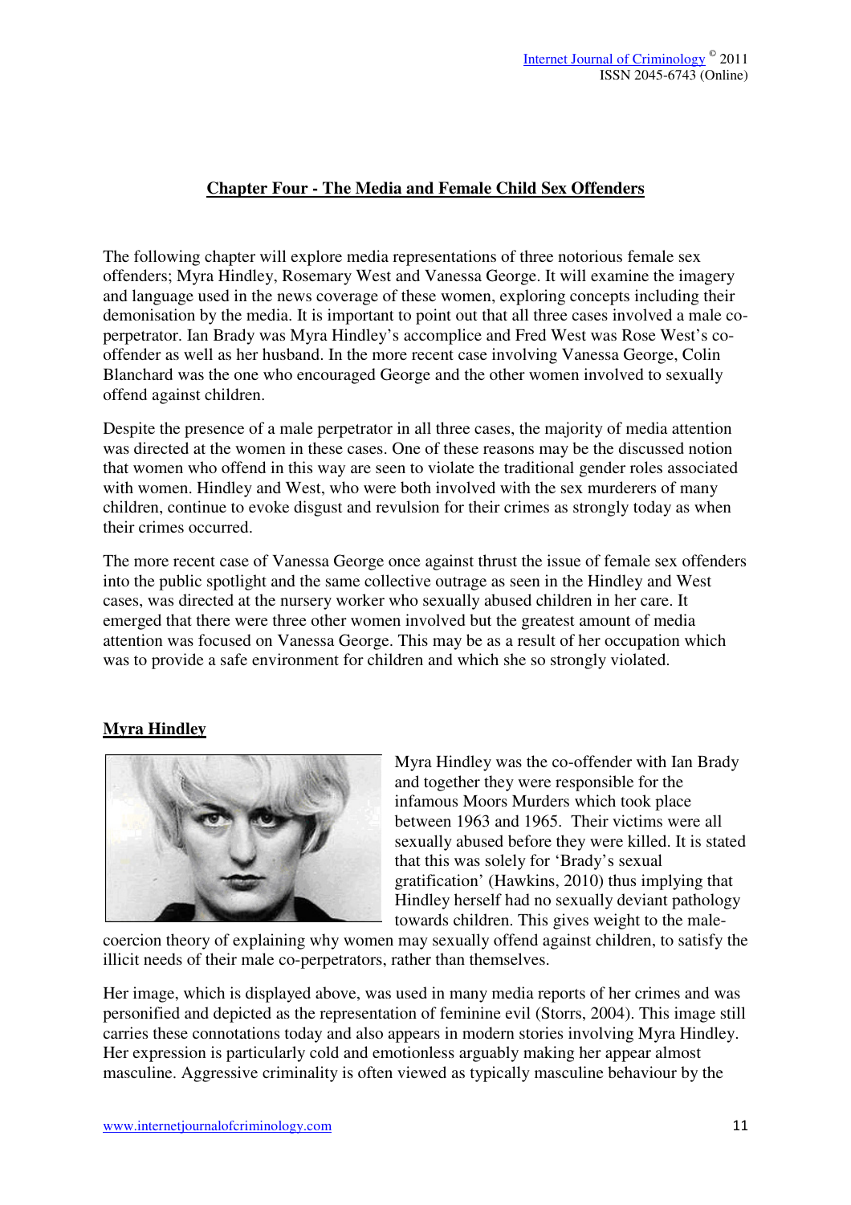## Chapter Four - The Media and Female Child Sex Offenders

The following chapter will explore media representations of three notorious female sex offenders; Myra Hindley, Rosemary West and Vanessa George. It will examine the imagery and language used in the news coverage of these women, exploring concepts including their demonisation by the media. It is important to point out that all three cases involved a male co-perpetrator. Ian Brady was Myra Hindley's accomplice and Fred West was Rose West's co-offender as well as her husband. In the more recent case involving Vanessa George, Colin Blanchard was the one who encouraged George and the other women involved to sexually offend against children.

Despite the presence of a male perpetrator in all three cases, the majority of media attention was directed at the women in these cases. One of these reasons may be the discussed notion that women who offend in this way are seen to violate the traditional gender roles associated with women. Hindley and West, who were both involved with the sex murderers of many children, continue to evoke disgust and revulsion for their crimes as strongly today as when their crimes occurred.

The more recent case of Vanessa George once against thrust the issue of female sex offenders into the public spotlight and the same collective outrage as seen in the Hindley and West cases, was directed at the nursery worker who sexually abused children in her care. It emerged that there were three other women involved but the greatest amount of media attention was focused on Vanessa George. This may be as a result of her occupation which was to provide a safe environment for children and which she so strongly violated.

### Myra Hindley

Myra Hindley was the co-offender with Ian Brady and together they were responsible for the infamous Moors Murders which took place between 1963 and 1965. Their victims were all sexually abused before they were killed. It is stated that this was solely for 'Brady's sexual gratification' (Hawkins, 2010) thus implying that Hindley herself had no sexually deviant pathology towards children. This gives weight to the male-coercion theory of explaining why women may sexually offend against children, to satisfy the illicit needs of their male co-perpetrators, rather than themselves.

Her image, which is displayed above, was used in many media reports of her crimes and was personified and depicted as the representation of feminine evil (Storrs, 2004). This image still carries these connotations today and also appears in modern stories involving Myra Hindley. Her expression is particularly cold and emotionless arguably making her appear almost masculine. Aggressive criminality is often viewed as typically masculine behaviour by the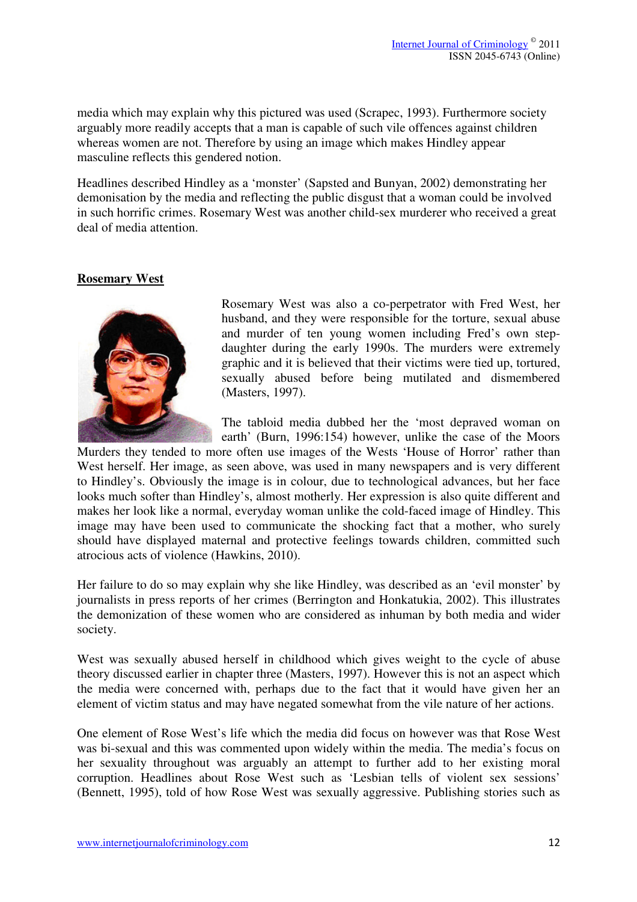media which may explain why this pictured was used (Scrapec, 1993). Furthermore society arguably more readily accepts that a man is capable of such vile offences against children whereas women are not. Therefore by using an image which makes Hindley appear masculine reflects this gendered notion.

Headlines described Hindley as a 'monster' (Sapsted and Bunyan, 2002) demonstrating her demonisation by the media and reflecting the public disgust that a woman could be involved in such horrific crimes. Rosemary West was another child-sex murderer who received a great deal of media attention.

## Rosemary West

Rosemary West was also a co-perpetrator with Fred West, her husband, and they were responsible for the torture, sexual abuse and murder of ten young women including Fred's own step-daughter during the early 1990s. The murders were extremely graphic and it is believed that their victims were tied up, tortured, sexually abused before being mutilated and dismembered (Masters, 1997).

The tabloid media dubbed her the 'most depraved woman on earth' (Burn, 1996:154) however, unlike the case of the Moors Murders they tended to more often use images of the Wests 'House of Horror' rather than West herself. Her image, as seen above, was used in many newspapers and is very different to Hindley's. Obviously the image is in colour, due to technological advances, but her face looks much softer than Hindley's, almost motherly. Her expression is also quite different and makes her look like a normal, everyday woman unlike the cold-faced image of Hindley. This image may have been used to communicate the shocking fact that a mother, who surely should have displayed maternal and protective feelings towards children, committed such atrocious acts of violence (Hawkins, 2010).

Her failure to do so may explain why she like Hindley, was described as an 'evil monster' by journalists in press reports of her crimes (Berrington and Honkatukia, 2002). This illustrates the demonization of these women who are considered as inhuman by both media and wider society.

West was sexually abused herself in childhood which gives weight to the cycle of abuse theory discussed earlier in chapter three (Masters, 1997). However this is not an aspect which the media were concerned with, perhaps due to the fact that it would have given her an element of victim status and may have negated somewhat from the vile nature of her actions.

One element of Rose West's life which the media did focus on however was that Rose West was bi-sexual and this was commented upon widely within the media. The media's focus on her sexuality throughout was arguably an attempt to further add to her existing moral corruption. Headlines about Rose West such as 'Lesbian tells of violent sex sessions' (Bennett, 1995), told of how Rose West was sexually aggressive. Publishing stories such as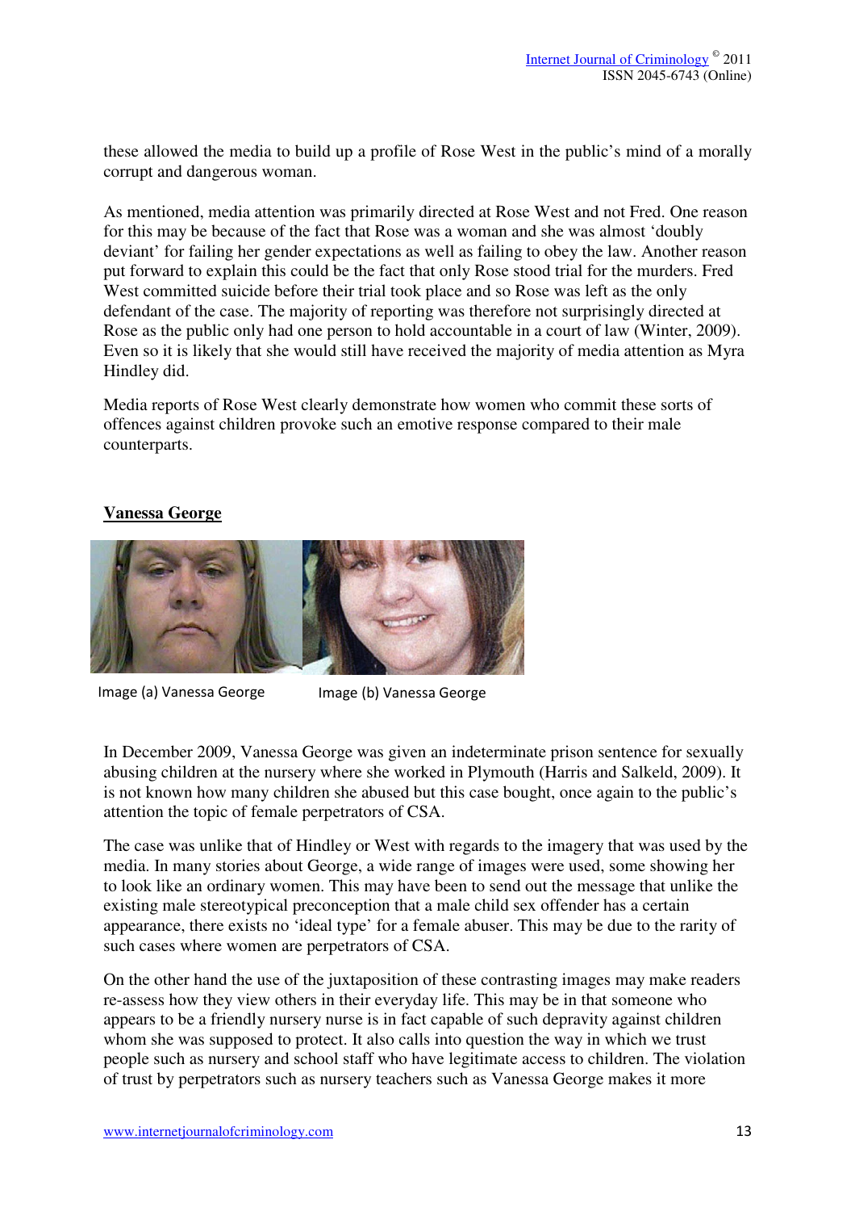these allowed the media to build up a profile of Rose West in the public's mind of a morally corrupt and dangerous woman.

As mentioned, media attention was primarily directed at Rose West and not Fred. One reason for this may be because of the fact that Rose was a woman and she was almost 'doubly deviant' for failing her gender expectations as well as failing to obey the law. Another reason put forward to explain this could be the fact that only Rose stood trial for the murders. Fred West committed suicide before their trial took place and so Rose was left as the only defendant of the case. The majority of reporting was therefore not surprisingly directed at Rose as the public only had one person to hold accountable in a court of law (Winter, 2009). Even so it is likely that she would still have received the majority of media attention as Myra Hindley did.

Media reports of Rose West clearly demonstrate how women who commit these sorts of offences against children provoke such an emotive response compared to their male counterparts.

## Vanessa George

Image (a) Vanessa George

Image (b) Vanessa George

In December 2009, Vanessa George was given an indeterminate prison sentence for sexually abusing children at the nursery where she worked in Plymouth (Harris and Salkeld, 2009). It is not known how many children she abused but this case bought, once again to the public's attention the topic of female perpetrators of CSA.

The case was unlike that of Hindley or West with regards to the imagery that was used by the media. In many stories about George, a wide range of images were used, some showing her to look like an ordinary women. This may have been to send out the message that unlike the existing male stereotypical preconception that a male child sex offender has a certain appearance, there exists no 'ideal type' for a female abuser. This may be due to the rarity of such cases where women are perpetrators of CSA.

On the other hand the use of the juxtaposition of these contrasting images may make readers re-assess how they view others in their everyday life. This may be in that someone who appears to be a friendly nursery nurse is in fact capable of such depravity against children whom she was supposed to protect. It also calls into question the way in which we trust people such as nursery and school staff who have legitimate access to children. The violation of trust by perpetrators such as nursery teachers such as Vanessa George makes it more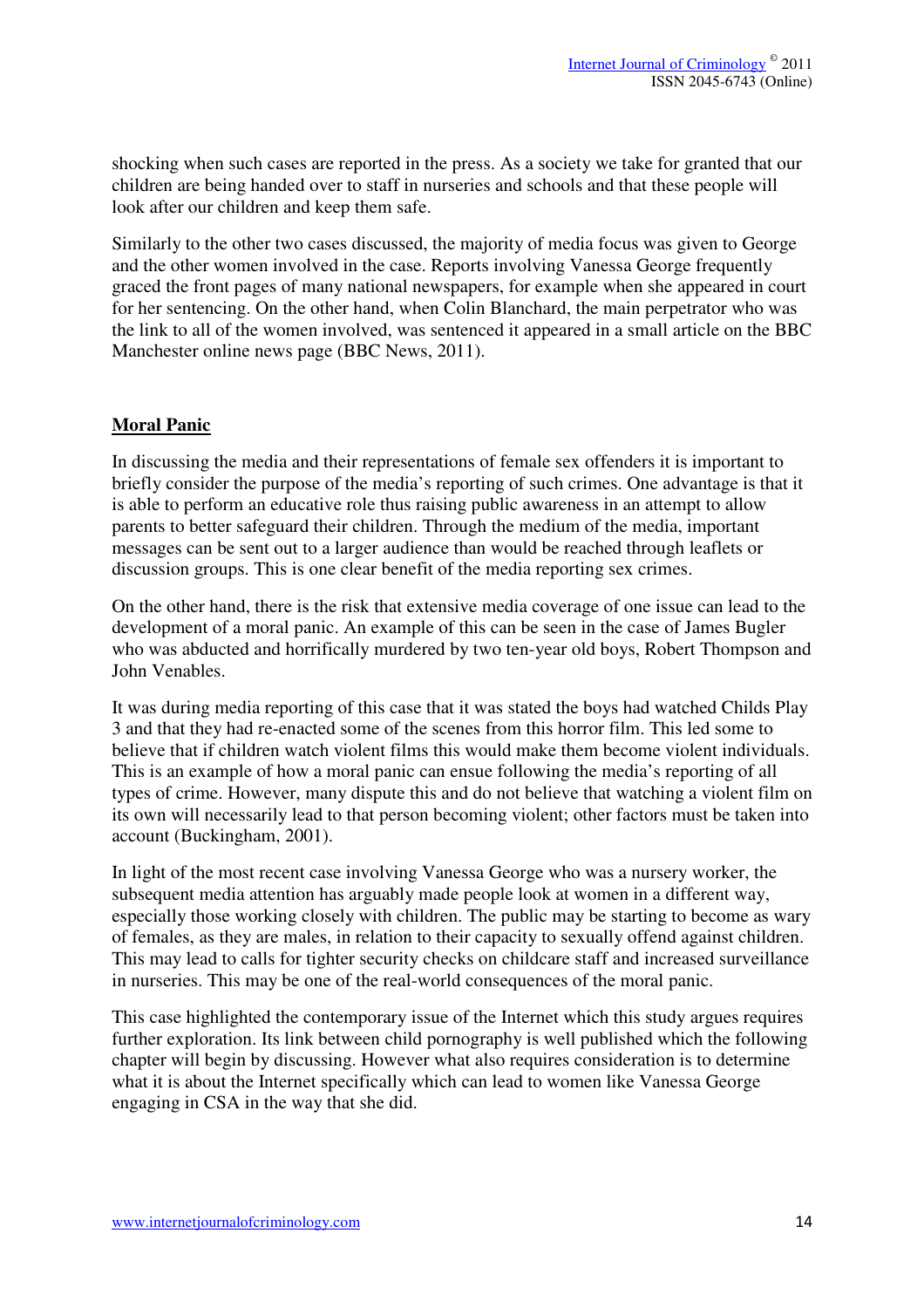shocking when such cases are reported in the press. As a society we take for granted that our children are being handed over to staff in nurseries and schools and that these people will look after our children and keep them safe.

Similarly to the other two cases discussed, the majority of media focus was given to George and the other women involved in the case. Reports involving Vanessa George frequently graced the front pages of many national newspapers, for example when she appeared in court for her sentencing. On the other hand, when Colin Blanchard, the main perpetrator who was the link to all of the women involved, was sentenced it appeared in a small article on the BBC Manchester online news page (BBC News, 2011).

## Moral Panic

In discussing the media and their representations of female sex offenders it is important to briefly consider the purpose of the media's reporting of such crimes. One advantage is that it is able to perform an educative role thus raising public awareness in an attempt to allow parents to better safeguard their children. Through the medium of the media, important messages can be sent out to a larger audience than would be reached through leaflets or discussion groups. This is one clear benefit of the media reporting sex crimes.

On the other hand, there is the risk that extensive media coverage of one issue can lead to the development of a moral panic. An example of this can be seen in the case of James Bugler who was abducted and horrifically murdered by two ten-year old boys, Robert Thompson and John Venables.

It was during media reporting of this case that it was stated the boys had watched Childs Play 3 and that they had re-enacted some of the scenes from this horror film. This led some to believe that if children watch violent films this would make them become violent individuals. This is an example of how a moral panic can ensue following the media's reporting of all types of crime. However, many dispute this and do not believe that watching a violent film on its own will necessarily lead to that person becoming violent; other factors must be taken into account (Buckingham, 2001).

In light of the most recent case involving Vanessa George who was a nursery worker, the subsequent media attention has arguably made people look at women in a different way, especially those working closely with children. The public may be starting to become as wary of females, as they are males, in relation to their capacity to sexually offend against children. This may lead to calls for tighter security checks on childcare staff and increased surveillance in nurseries. This may be one of the real-world consequences of the moral panic.

This case highlighted the contemporary issue of the Internet which this study argues requires further exploration. Its link between child pornography is well published which the following chapter will begin by discussing. However what also requires consideration is to determine what it is about the Internet specifically which can lead to women like Vanessa George engaging in CSA in the way that she did.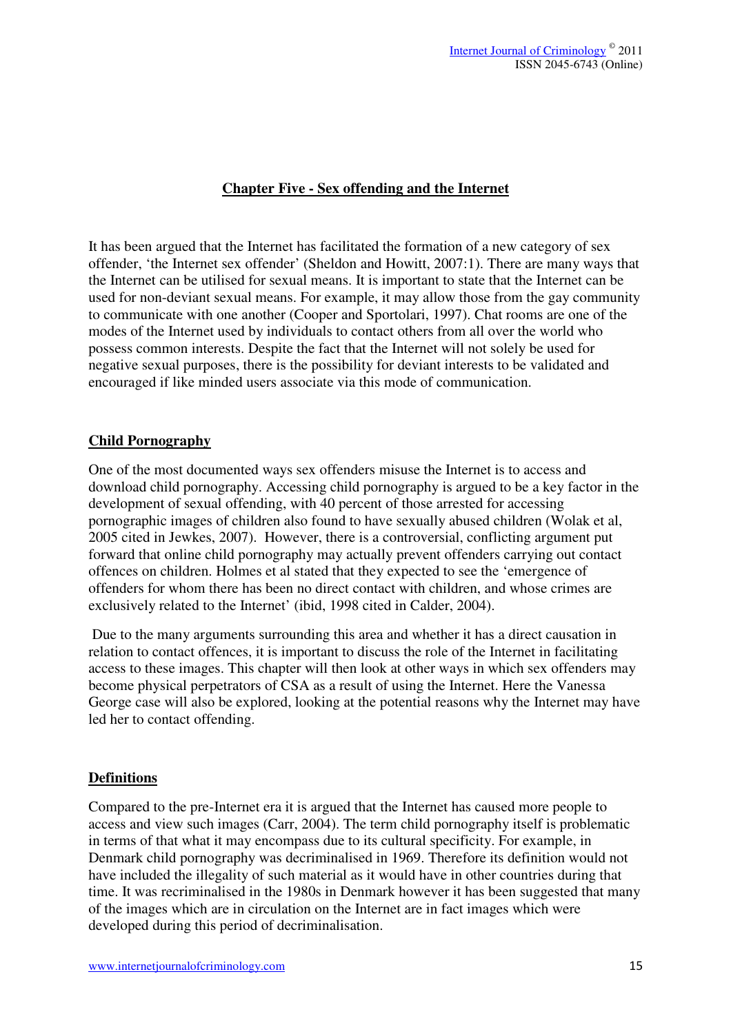## Chapter Five - Sex offending and the Internet

It has been argued that the Internet has facilitated the formation of a new category of sex offender, 'the Internet sex offender' (Sheldon and Howitt, 2007:1). There are many ways that the Internet can be utilised for sexual means. It is important to state that the Internet can be used for non-deviant sexual means. For example, it may allow those from the gay community to communicate with one another (Cooper and Sportolari, 1997). Chat rooms are one of the modes of the Internet used by individuals to contact others from all over the world who possess common interests. Despite the fact that the Internet will not solely be used for negative sexual purposes, there is the possibility for deviant interests to be validated and encouraged if like minded users associate via this mode of communication.

### Child Pornography

One of the most documented ways sex offenders misuse the Internet is to access and download child pornography. Accessing child pornography is argued to be a key factor in the development of sexual offending, with 40 percent of those arrested for accessing pornographic images of children also found to have sexually abused children (Wolak et al, 2005 cited in Jewkes, 2007). However, there is a controversial, conflicting argument put forward that online child pornography may actually prevent offenders carrying out contact offences on children. Holmes et al stated that they expected to see the 'emergence of offenders for whom there has been no direct contact with children, and whose crimes are exclusively related to the Internet' (ibid, 1998 cited in Calder, 2004).

Due to the many arguments surrounding this area and whether it has a direct causation in relation to contact offences, it is important to discuss the role of the Internet in facilitating access to these images. This chapter will then look at other ways in which sex offenders may become physical perpetrators of CSA as a result of using the Internet. Here the Vanessa George case will also be explored, looking at the potential reasons why the Internet may have led her to contact offending.

### Definitions

Compared to the pre-Internet era it is argued that the Internet has caused more people to access and view such images (Carr, 2004). The term child pornography itself is problematic in terms of that what it may encompass due to its cultural specificity. For example, in Denmark child pornography was decriminalised in 1969. Therefore its definition would not have included the illegality of such material as it would have in other countries during that time. It was recriminalised in the 1980s in Denmark however it has been suggested that many of the images which are in circulation on the Internet are in fact images which were developed during this period of decriminalisation.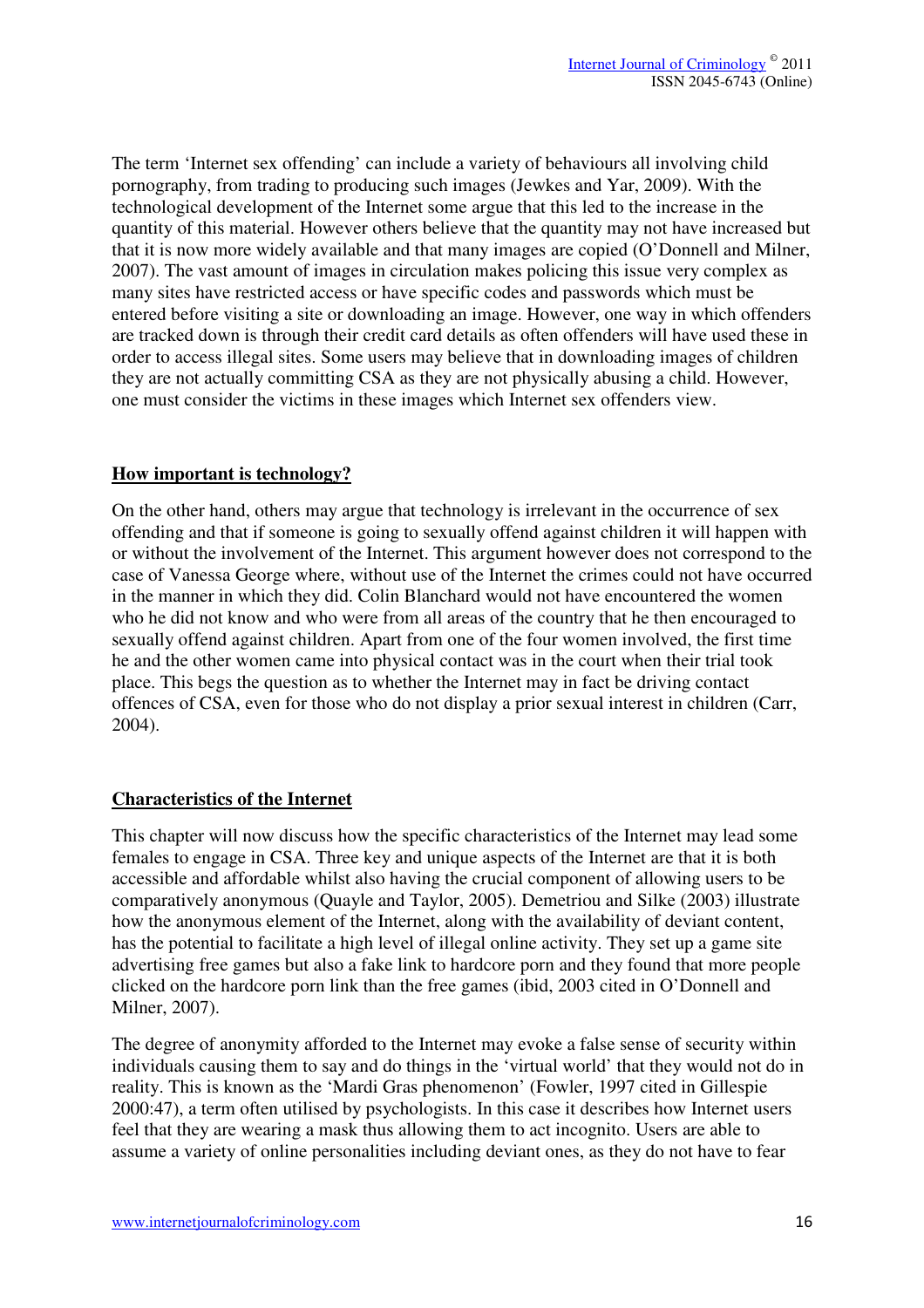The term 'Internet sex offending' can include a variety of behaviours all involving child pornography, from trading to producing such images (Jewkes and Yar, 2009). With the technological development of the Internet some argue that this led to the increase in the quantity of this material. However others believe that the quantity may not have increased but that it is now more widely available and that many images are copied (O'Donnell and Milner, 2007). The vast amount of images in circulation makes policing this issue very complex as many sites have restricted access or have specific codes and passwords which must be entered before visiting a site or downloading an image. However, one way in which offenders are tracked down is through their credit card details as often offenders will have used these in order to access illegal sites. Some users may believe that in downloading images of children they are not actually committing CSA as they are not physically abusing a child. However, one must consider the victims in these images which Internet sex offenders view.

## How important is technology?

On the other hand, others may argue that technology is irrelevant in the occurrence of sex offending and that if someone is going to sexually offend against children it will happen with or without the involvement of the Internet. This argument however does not correspond to the case of Vanessa George where, without use of the Internet the crimes could not have occurred in the manner in which they did. Colin Blanchard would not have encountered the women who he did not know and who were from all areas of the country that he then encouraged to sexually offend against children. Apart from one of the four women involved, the first time he and the other women came into physical contact was in the court when their trial took place. This begs the question as to whether the Internet may in fact be driving contact offences of CSA, even for those who do not display a prior sexual interest in children (Carr, 2004).

## Characteristics of the Internet

This chapter will now discuss how the specific characteristics of the Internet may lead some females to engage in CSA. Three key and unique aspects of the Internet are that it is both accessible and affordable whilst also having the crucial component of allowing users to be comparatively anonymous (Quayle and Taylor, 2005). Demetriou and Silke (2003) illustrate how the anonymous element of the Internet, along with the availability of deviant content, has the potential to facilitate a high level of illegal online activity. They set up a game site advertising free games but also a fake link to hardcore porn and they found that more people clicked on the hardcore porn link than the free games (ibid, 2003 cited in O'Donnell and Milner, 2007).

The degree of anonymity afforded to the Internet may evoke a false sense of security within individuals causing them to say and do things in the 'virtual world' that they would not do in reality. This is known as the 'Mardi Gras phenomenon' (Fowler, 1997 cited in Gillespie 2000:47), a term often utilised by psychologists. In this case it describes how Internet users feel that they are wearing a mask thus allowing them to act incognito. Users are able to assume a variety of online personalities including deviant ones, as they do not have to fear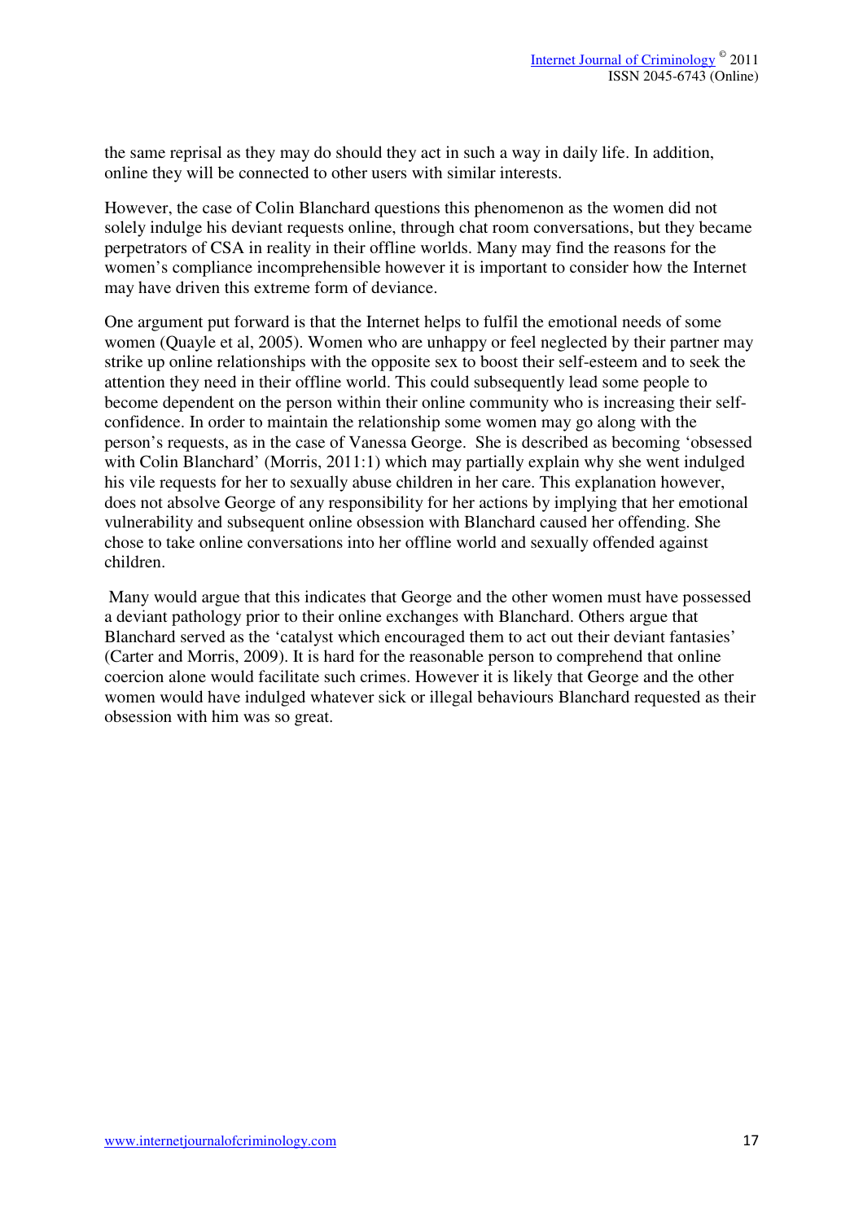the same reprisal as they may do should they act in such a way in daily life. In addition, online they will be connected to other users with similar interests.

However, the case of Colin Blanchard questions this phenomenon as the women did not solely indulge his deviant requests online, through chat room conversations, but they became perpetrators of CSA in reality in their offline worlds. Many may find the reasons for the women's compliance incomprehensible however it is important to consider how the Internet may have driven this extreme form of deviance.

One argument put forward is that the Internet helps to fulfil the emotional needs of some women (Quayle et al, 2005). Women who are unhappy or feel neglected by their partner may strike up online relationships with the opposite sex to boost their self-esteem and to seek the attention they need in their offline world. This could subsequently lead some people to become dependent on the person within their online community who is increasing their self-confidence. In order to maintain the relationship some women may go along with the person's requests, as in the case of Vanessa George. She is described as becoming 'obsessed with Colin Blanchard' (Morris, 2011:1) which may partially explain why she went indulged his vile requests for her to sexually abuse children in her care. This explanation however, does not absolve George of any responsibility for her actions by implying that her emotional vulnerability and subsequent online obsession with Blanchard caused her offending. She chose to take online conversations into her offline world and sexually offended against children.

Many would argue that this indicates that George and the other women must have possessed a deviant pathology prior to their online exchanges with Blanchard. Others argue that Blanchard served as the 'catalyst which encouraged them to act out their deviant fantasies' (Carter and Morris, 2009). It is hard for the reasonable person to comprehend that online coercion alone would facilitate such crimes. However it is likely that George and the other women would have indulged whatever sick or illegal behaviours Blanchard requested as their obsession with him was so great.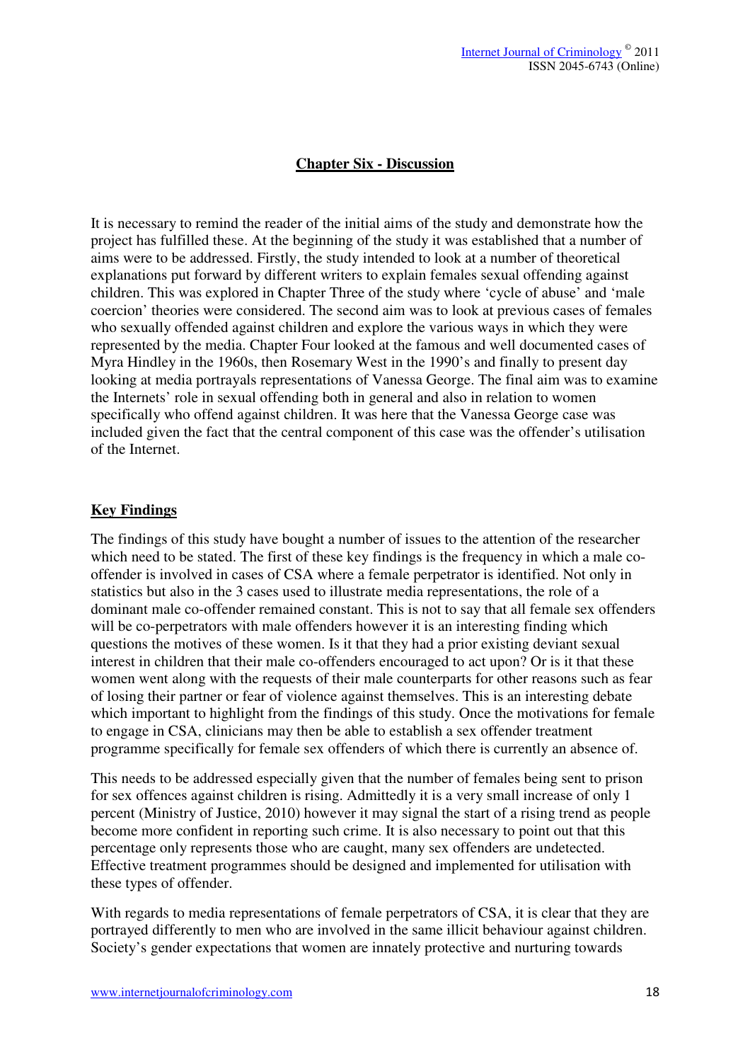## Chapter Six - Discussion

It is necessary to remind the reader of the initial aims of the study and demonstrate how the project has fulfilled these. At the beginning of the study it was established that a number of aims were to be addressed. Firstly, the study intended to look at a number of theoretical explanations put forward by different writers to explain females sexual offending against children. This was explored in Chapter Three of the study where 'cycle of abuse' and 'male coercion' theories were considered. The second aim was to look at previous cases of females who sexually offended against children and explore the various ways in which they were represented by the media. Chapter Four looked at the famous and well documented cases of Myra Hindley in the 1960s, then Rosemary West in the 1990's and finally to present day looking at media portrayals representations of Vanessa George. The final aim was to examine the Internets' role in sexual offending both in general and also in relation to women specifically who offend against children. It was here that the Vanessa George case was included given the fact that the central component of this case was the offender's utilisation of the Internet.

### Key Findings

The findings of this study have bought a number of issues to the attention of the researcher which need to be stated. The first of these key findings is the frequency in which a male co-offender is involved in cases of CSA where a female perpetrator is identified. Not only in statistics but also in the 3 cases used to illustrate media representations, the role of a dominant male co-offender remained constant. This is not to say that all female sex offenders will be co-perpetrators with male offenders however it is an interesting finding which questions the motives of these women. Is it that they had a prior existing deviant sexual interest in children that their male co-offenders encouraged to act upon? Or is it that these women went along with the requests of their male counterparts for other reasons such as fear of losing their partner or fear of violence against themselves. This is an interesting debate which important to highlight from the findings of this study. Once the motivations for female to engage in CSA, clinicians may then be able to establish a sex offender treatment programme specifically for female sex offenders of which there is currently an absence of.

This needs to be addressed especially given that the number of females being sent to prison for sex offences against children is rising. Admittedly it is a very small increase of only 1 percent (Ministry of Justice, 2010) however it may signal the start of a rising trend as people become more confident in reporting such crime. It is also necessary to point out that this percentage only represents those who are caught, many sex offenders are undetected. Effective treatment programmes should be designed and implemented for utilisation with these types of offender.

With regards to media representations of female perpetrators of CSA, it is clear that they are portrayed differently to men who are involved in the same illicit behaviour against children. Society's gender expectations that women are innately protective and nurturing towards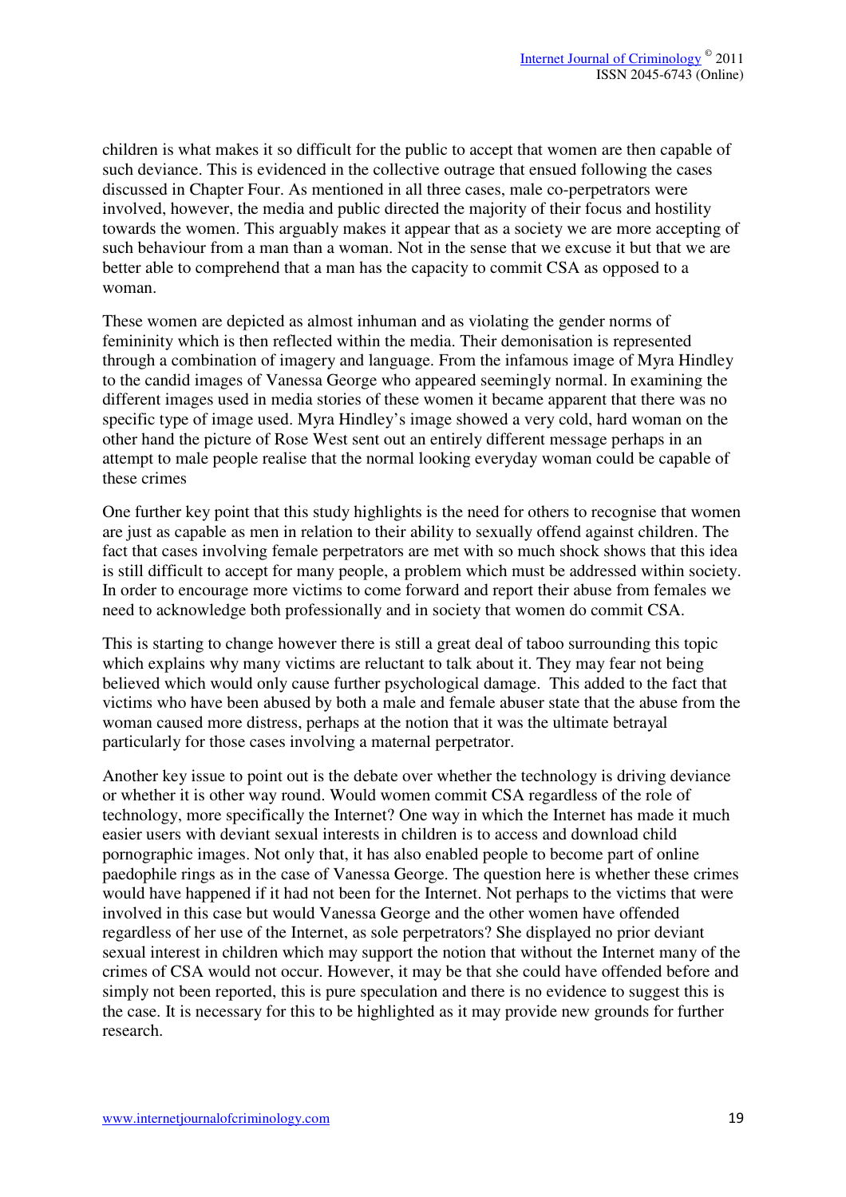children is what makes it so difficult for the public to accept that women are then capable of such deviance. This is evidenced in the collective outrage that ensued following the cases discussed in Chapter Four. As mentioned in all three cases, male co-perpetrators were involved, however, the media and public directed the majority of their focus and hostility towards the women. This arguably makes it appear that as a society we are more accepting of such behaviour from a man than a woman. Not in the sense that we excuse it but that we are better able to comprehend that a man has the capacity to commit CSA as opposed to a woman.

These women are depicted as almost inhuman and as violating the gender norms of femininity which is then reflected within the media. Their demonisation is represented through a combination of imagery and language. From the infamous image of Myra Hindley to the candid images of Vanessa George who appeared seemingly normal. In examining the different images used in media stories of these women it became apparent that there was no specific type of image used. Myra Hindley's image showed a very cold, hard woman on the other hand the picture of Rose West sent out an entirely different message perhaps in an attempt to male people realise that the normal looking everyday woman could be capable of these crimes

One further key point that this study highlights is the need for others to recognise that women are just as capable as men in relation to their ability to sexually offend against children. The fact that cases involving female perpetrators are met with so much shock shows that this idea is still difficult to accept for many people, a problem which must be addressed within society. In order to encourage more victims to come forward and report their abuse from females we need to acknowledge both professionally and in society that women do commit CSA.

This is starting to change however there is still a great deal of taboo surrounding this topic which explains why many victims are reluctant to talk about it. They may fear not being believed which would only cause further psychological damage. This added to the fact that victims who have been abused by both a male and female abuser state that the abuse from the woman caused more distress, perhaps at the notion that it was the ultimate betrayal particularly for those cases involving a maternal perpetrator.

Another key issue to point out is the debate over whether the technology is driving deviance or whether it is other way round. Would women commit CSA regardless of the role of technology, more specifically the Internet? One way in which the Internet has made it much easier users with deviant sexual interests in children is to access and download child pornographic images. Not only that, it has also enabled people to become part of online paedophile rings as in the case of Vanessa George. The question here is whether these crimes would have happened if it had not been for the Internet. Not perhaps to the victims that were involved in this case but would Vanessa George and the other women have offended regardless of her use of the Internet, as sole perpetrators? She displayed no prior deviant sexual interest in children which may support the notion that without the Internet many of the crimes of CSA would not occur. However, it may be that she could have offended before and simply not been reported, this is pure speculation and there is no evidence to suggest this is the case. It is necessary for this to be highlighted as it may provide new grounds for further research.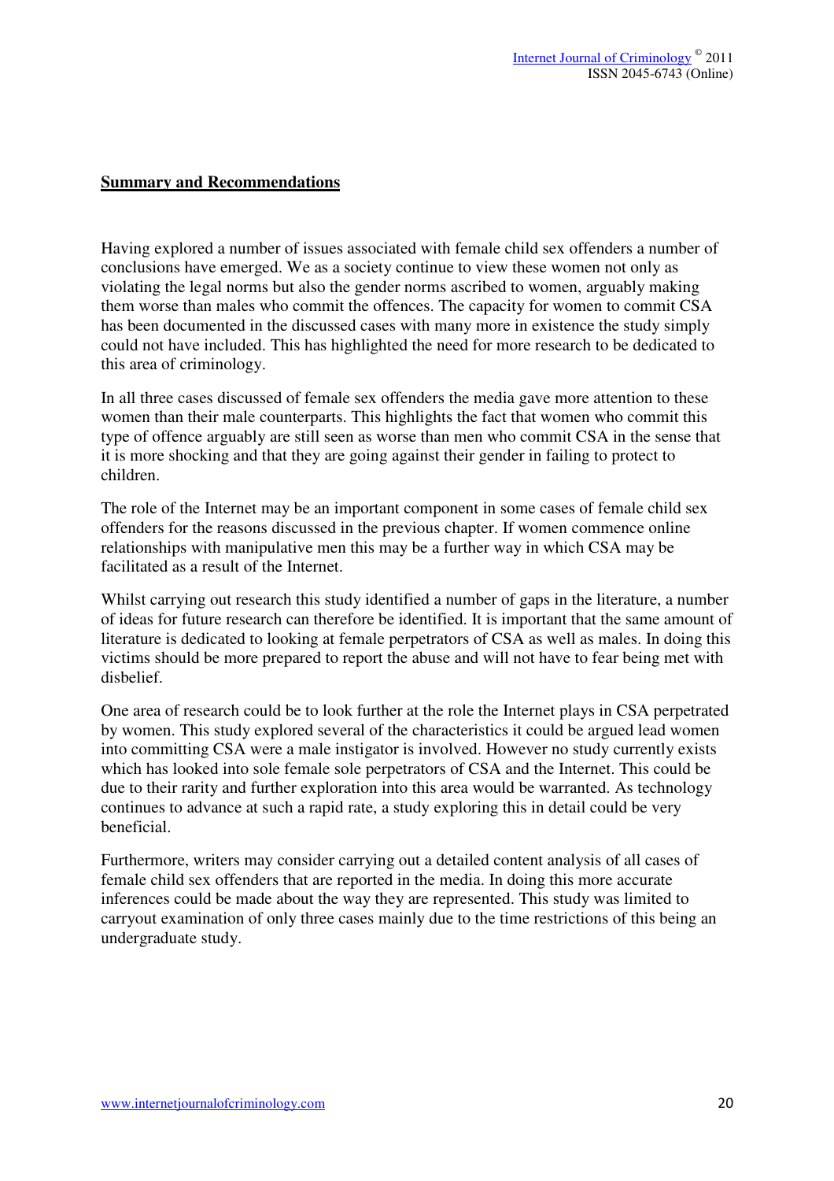## Summary and Recommendations

Having explored a number of issues associated with female child sex offenders a number of conclusions have emerged. We as a society continue to view these women not only as violating the legal norms but also the gender norms ascribed to women, arguably making them worse than males who commit the offences. The capacity for women to commit CSA has been documented in the discussed cases with many more in existence the study simply could not have included. This has highlighted the need for more research to be dedicated to this area of criminology.

In all three cases discussed of female sex offenders the media gave more attention to these women than their male counterparts. This highlights the fact that women who commit this type of offence arguably are still seen as worse than men who commit CSA in the sense that it is more shocking and that they are going against their gender in failing to protect to children.

The role of the Internet may be an important component in some cases of female child sex offenders for the reasons discussed in the previous chapter. If women commence online relationships with manipulative men this may be a further way in which CSA may be facilitated as a result of the Internet.

Whilst carrying out research this study identified a number of gaps in the literature, a number of ideas for future research can therefore be identified. It is important that the same amount of literature is dedicated to looking at female perpetrators of CSA as well as males. In doing this victims should be more prepared to report the abuse and will not have to fear being met with disbelief.

One area of research could be to look further at the role the Internet plays in CSA perpetrated by women. This study explored several of the characteristics it could be argued lead women into committing CSA were a male instigator is involved. However no study currently exists which has looked into sole female sole perpetrators of CSA and the Internet. This could be due to their rarity and further exploration into this area would be warranted. As technology continues to advance at such a rapid rate, a study exploring this in detail could be very beneficial.

Furthermore, writers may consider carrying out a detailed content analysis of all cases of female child sex offenders that are reported in the media. In doing this more accurate inferences could be made about the way they are represented. This study was limited to carryout examination of only three cases mainly due to the time restrictions of this being an undergraduate study.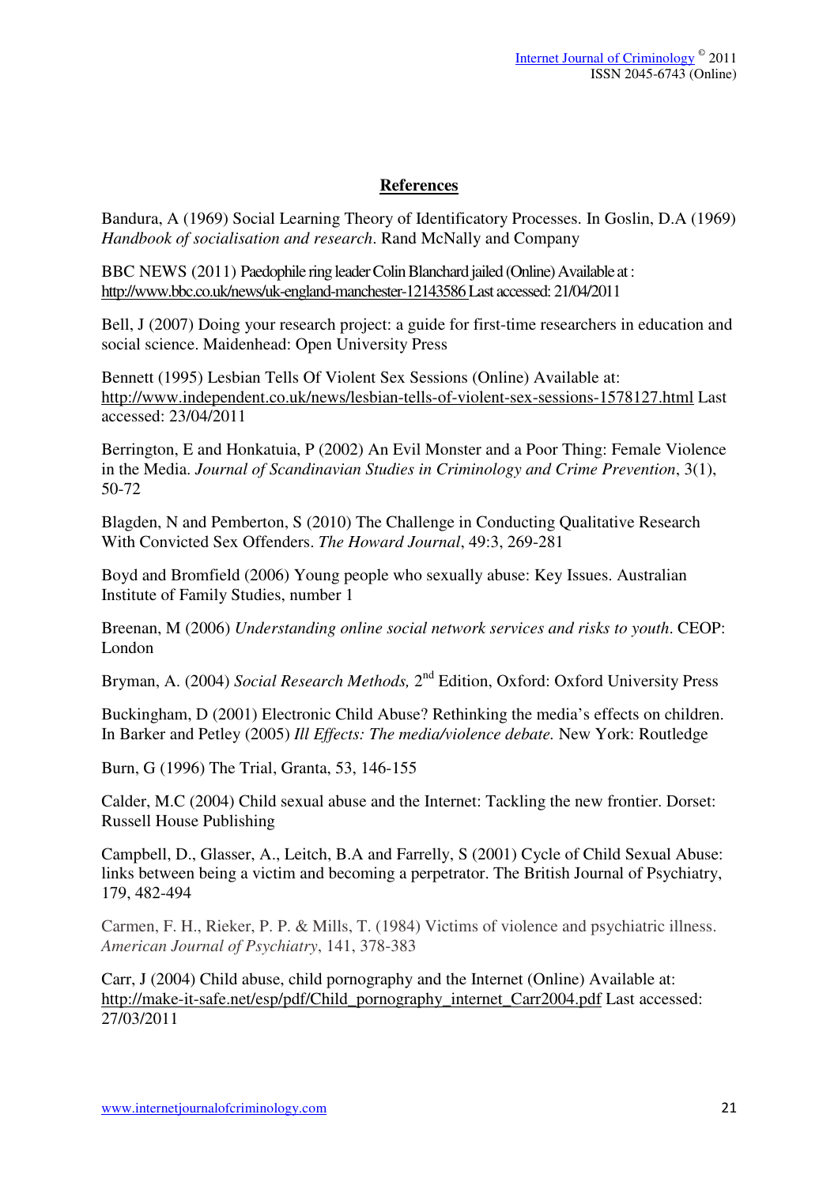**References**

Bandura, A (1969) Social Learning Theory of Identificatory Processes. In Goslin, D.A (1969) *Handbook of socialisation and research*. Rand McNally and Company

BBC NEWS (2011) Paedophile ring leader Colin Blanchard jailed (Online) Available at : http://www.bbc.co.uk/news/uk-england-manchester-12143586 Last accessed: 21/04/2011

Bell, J (2007) Doing your research project: a guide for first-time researchers in education and social science. Maidenhead: Open University Press

Bennett (1995) Lesbian Tells Of Violent Sex Sessions (Online) Available at: http://www.independent.co.uk/news/lesbian-tells-of-violent-sex-sessions-1578127.html Last accessed: 23/04/2011

Berrington, E and Honkatuia, P (2002) An Evil Monster and a Poor Thing: Female Violence in the Media. *Journal of Scandinavian Studies in Criminology and Crime Prevention*, 3(1), 50-72

Blagden, N and Pemberton, S (2010) The Challenge in Conducting Qualitative Research With Convicted Sex Offenders. *The Howard Journal*, 49:3, 269-281

Boyd and Bromfield (2006) Young people who sexually abuse: Key Issues. Australian Institute of Family Studies, number 1

Breenan, M (2006) *Understanding online social network services and risks to youth*. CEOP: London

Bryman, A. (2004) *Social Research Methods,* 2nd Edition, Oxford: Oxford University Press

Buckingham, D (2001) Electronic Child Abuse? Rethinking the media's effects on children. In Barker and Petley (2005) *Ill Effects: The media/violence debate.* New York: Routledge

Burn, G (1996) The Trial, Granta, 53, 146-155

Calder, M.C (2004) Child sexual abuse and the Internet: Tackling the new frontier. Dorset: Russell House Publishing

Campbell, D., Glasser, A., Leitch, B.A and Farrelly, S (2001) Cycle of Child Sexual Abuse: links between being a victim and becoming a perpetrator. The British Journal of Psychiatry, 179, 482-494

Carmen, F. H., Rieker, P. P. & Mills, T. (1984) Victims of violence and psychiatric illness. *American Journal of Psychiatry*, 141, 378-383

Carr, J (2004) Child abuse, child pornography and the Internet (Online) Available at: http://make-it-safe.net/esp/pdf/Child_pornography_internet_Carr2004.pdf Last accessed: 27/03/2011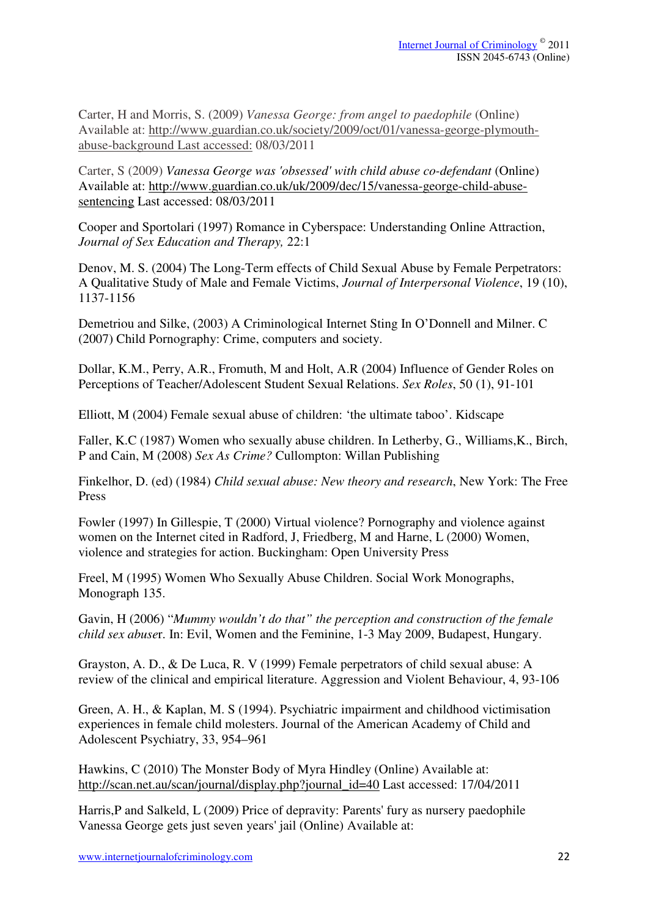Carter, H and Morris, S. (2009) *Vanessa George: from angel to paedophile* (Online) Available at: http://www.guardian.co.uk/society/2009/oct/01/vanessa-george-plymouth-abuse-background Last accessed: 08/03/2011

Carter, S (2009) *Vanessa George was 'obsessed' with child abuse co-defendant* (Online) Available at: http://www.guardian.co.uk/uk/2009/dec/15/vanessa-george-child-abuse-sentencing Last accessed: 08/03/2011

Cooper and Sportolari (1997) Romance in Cyberspace: Understanding Online Attraction, *Journal of Sex Education and Therapy,* 22:1

Denov, M. S. (2004) The Long-Term effects of Child Sexual Abuse by Female Perpetrators: A Qualitative Study of Male and Female Victims, *Journal of Interpersonal Violence*, 19 (10), 1137-1156

Demetriou and Silke, (2003) A Criminological Internet Sting In O'Donnell and Milner. C (2007) Child Pornography: Crime, computers and society.

Dollar, K.M., Perry, A.R., Fromuth, M and Holt, A.R (2004) Influence of Gender Roles on Perceptions of Teacher/Adolescent Student Sexual Relations. *Sex Roles*, 50 (1), 91-101

Elliott, M (2004) Female sexual abuse of children: 'the ultimate taboo'. Kidscape

Faller, K.C (1987) Women who sexually abuse children. In Letherby, G., Williams,K., Birch, P and Cain, M (2008) *Sex As Crime?* Cullompton: Willan Publishing

Finkelhor, D. (ed) (1984) *Child sexual abuse: New theory and research*, New York: The Free Press

Fowler (1997) In Gillespie, T (2000) Virtual violence? Pornography and violence against women on the Internet cited in Radford, J, Friedberg, M and Harne, L (2000) Women, violence and strategies for action. Buckingham: Open University Press

Freel, M (1995) Women Who Sexually Abuse Children. Social Work Monographs, Monograph 135.

Gavin, H (2006) "*Mummy wouldn't do that" the perception and construction of the female child sex abuse*r. In: Evil, Women and the Feminine, 1-3 May 2009, Budapest, Hungary.

Grayston, A. D., & De Luca, R. V (1999) Female perpetrators of child sexual abuse: A review of the clinical and empirical literature. Aggression and Violent Behaviour, 4, 93-106

Green, A. H., & Kaplan, M. S (1994). Psychiatric impairment and childhood victimisation experiences in female child molesters. Journal of the American Academy of Child and Adolescent Psychiatry, 33, 954–961

Hawkins, C (2010) The Monster Body of Myra Hindley (Online) Available at: http://scan.net.au/scan/journal/display.php?journal_id=40 Last accessed: 17/04/2011

Harris,P and Salkeld, L (2009) Price of depravity: Parents' fury as nursery paedophile Vanessa George gets just seven years' jail (Online) Available at: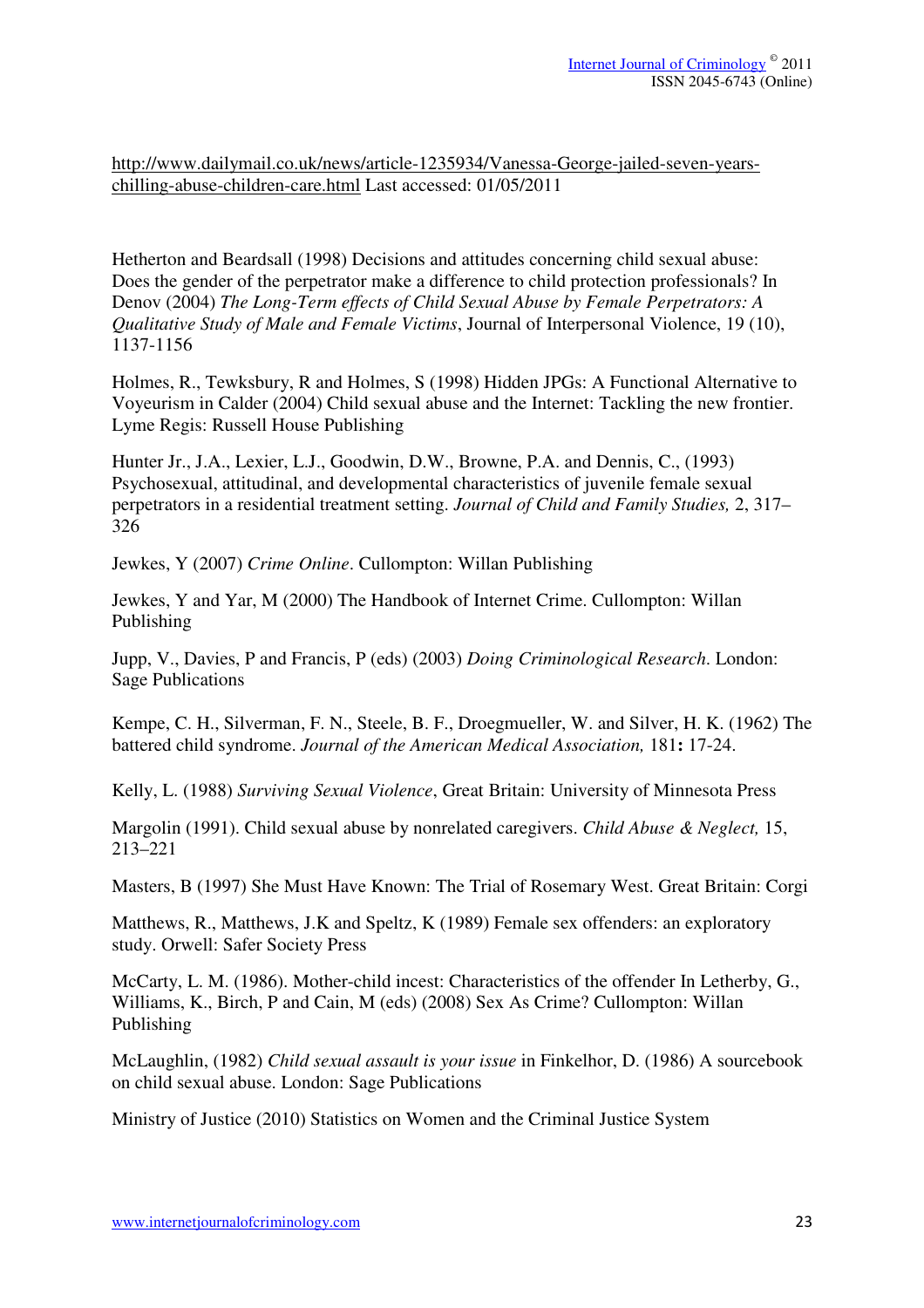http://www.dailymail.co.uk/news/article-1235934/Vanessa-George-jailed-seven-years-chilling-abuse-children-care.html Last accessed: 01/05/2011

Hetherton and Beardsall (1998) Decisions and attitudes concerning child sexual abuse: Does the gender of the perpetrator make a difference to child protection professionals? In Denov (2004) *The Long-Term effects of Child Sexual Abuse by Female Perpetrators: A Qualitative Study of Male and Female Victims*, Journal of Interpersonal Violence, 19 (10), 1137-1156

Holmes, R., Tewksbury, R and Holmes, S (1998) Hidden JPGs: A Functional Alternative to Voyeurism in Calder (2004) Child sexual abuse and the Internet: Tackling the new frontier. Lyme Regis: Russell House Publishing

Hunter Jr., J.A., Lexier, L.J., Goodwin, D.W., Browne, P.A. and Dennis, C., (1993) Psychosexual, attitudinal, and developmental characteristics of juvenile female sexual perpetrators in a residential treatment setting. *Journal of Child and Family Studies,* 2, 317–326

Jewkes, Y (2007) *Crime Online*. Cullompton: Willan Publishing

Jewkes, Y and Yar, M (2000) The Handbook of Internet Crime. Cullompton: Willan Publishing

Jupp, V., Davies, P and Francis, P (eds) (2003) *Doing Criminological Research*. London: Sage Publications

Kempe, C. H., Silverman, F. N., Steele, B. F., Droegmueller, W. and Silver, H. K. (1962) The battered child syndrome. *Journal of the American Medical Association,* 181**:** 17-24.

Kelly, L. (1988) *Surviving Sexual Violence*, Great Britain: University of Minnesota Press

Margolin (1991). Child sexual abuse by nonrelated caregivers. *Child Abuse & Neglect,* 15, 213–221

Masters, B (1997) She Must Have Known: The Trial of Rosemary West. Great Britain: Corgi

Matthews, R., Matthews, J.K and Speltz, K (1989) Female sex offenders: an exploratory study. Orwell: Safer Society Press

McCarty, L. M. (1986). Mother-child incest: Characteristics of the offender In Letherby, G., Williams, K., Birch, P and Cain, M (eds) (2008) Sex As Crime? Cullompton: Willan Publishing

McLaughlin, (1982) *Child sexual assault is your issue* in Finkelhor, D. (1986) A sourcebook on child sexual abuse. London: Sage Publications

Ministry of Justice (2010) Statistics on Women and the Criminal Justice System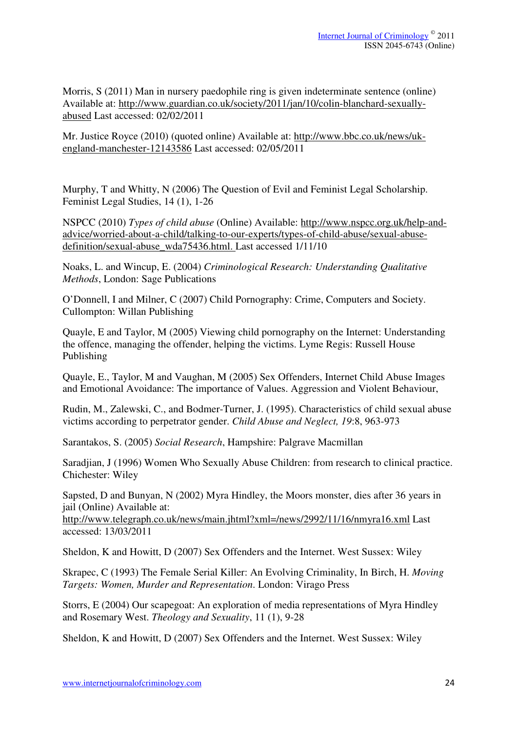Morris, S (2011) Man in nursery paedophile ring is given indeterminate sentence (online) Available at: http://www.guardian.co.uk/society/2011/jan/10/colin-blanchard-sexually-abused Last accessed: 02/02/2011

Mr. Justice Royce (2010) (quoted online) Available at: http://www.bbc.co.uk/news/uk-england-manchester-12143586 Last accessed: 02/05/2011

Murphy, T and Whitty, N (2006) The Question of Evil and Feminist Legal Scholarship. Feminist Legal Studies, 14 (1), 1-26

NSPCC (2010) *Types of child abuse* (Online) Available: http://www.nspcc.org.uk/help-and-advice/worried-about-a-child/talking-to-our-experts/types-of-child-abuse/sexual-abuse-definition/sexual-abuse_wda75436.html. Last accessed 1/11/10

Noaks, L. and Wincup, E. (2004) *Criminological Research: Understanding Qualitative Methods*, London: Sage Publications

O'Donnell, I and Milner, C (2007) Child Pornography: Crime, Computers and Society. Cullompton: Willan Publishing

Quayle, E and Taylor, M (2005) Viewing child pornography on the Internet: Understanding the offence, managing the offender, helping the victims. Lyme Regis: Russell House Publishing

Quayle, E., Taylor, M and Vaughan, M (2005) Sex Offenders, Internet Child Abuse Images and Emotional Avoidance: The importance of Values. Aggression and Violent Behaviour,

Rudin, M., Zalewski, C., and Bodmer-Turner, J. (1995). Characteristics of child sexual abuse victims according to perpetrator gender. *Child Abuse and Neglect, 19*:8, 963-973

Sarantakos, S. (2005) *Social Research*, Hampshire: Palgrave Macmillan

Saradjian, J (1996) Women Who Sexually Abuse Children: from research to clinical practice. Chichester: Wiley

Sapsted, D and Bunyan, N (2002) Myra Hindley, the Moors monster, dies after 36 years in jail (Online) Available at: http://www.telegraph.co.uk/news/main.jhtml?xml=/news/2992/11/16/nmyra16.xml Last accessed: 13/03/2011

Sheldon, K and Howitt, D (2007) Sex Offenders and the Internet. West Sussex: Wiley

Skrapec, C (1993) The Female Serial Killer: An Evolving Criminality, In Birch, H. *Moving Targets: Women, Murder and Representation*. London: Virago Press

Storrs, E (2004) Our scapegoat: An exploration of media representations of Myra Hindley and Rosemary West. *Theology and Sexuality*, 11 (1), 9-28

Sheldon, K and Howitt, D (2007) Sex Offenders and the Internet. West Sussex: Wiley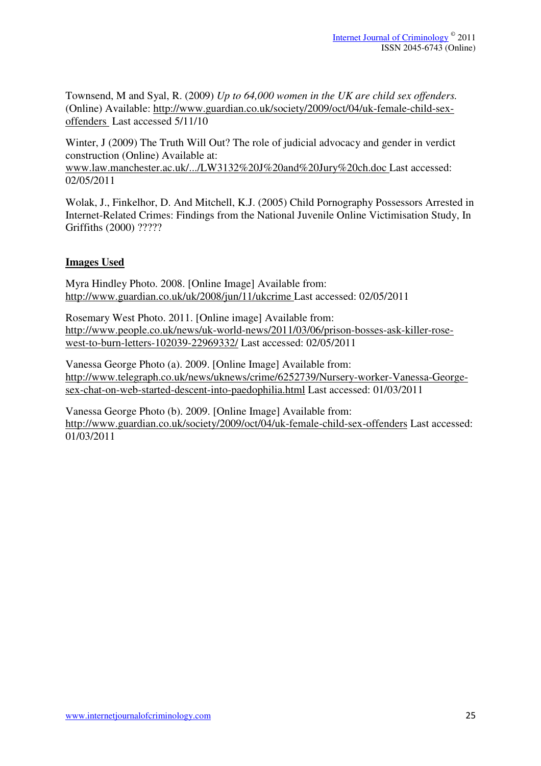Townsend, M and Syal, R. (2009) *Up to 64,000 women in the UK are child sex offenders.* (Online) Available: http://www.guardian.co.uk/society/2009/oct/04/uk-female-child-sex-offenders Last accessed 5/11/10

Winter, J (2009) The Truth Will Out? The role of judicial advocacy and gender in verdict construction (Online) Available at: www.law.manchester.ac.uk/.../LW3132%20J%20and%20Jury%20ch.doc Last accessed: 02/05/2011

Wolak, J., Finkelhor, D. And Mitchell, K.J. (2005) Child Pornography Possessors Arrested in Internet-Related Crimes: Findings from the National Juvenile Online Victimisation Study, In Griffiths (2000) ?????

## Images Used

Myra Hindley Photo. 2008. [Online Image] Available from: http://www.guardian.co.uk/uk/2008/jun/11/ukcrime Last accessed: 02/05/2011

Rosemary West Photo. 2011. [Online image] Available from: http://www.people.co.uk/news/uk-world-news/2011/03/06/prison-bosses-ask-killer-rose-west-to-burn-letters-102039-22969332/ Last accessed: 02/05/2011

Vanessa George Photo (a). 2009. [Online Image] Available from: http://www.telegraph.co.uk/news/uknews/crime/6252739/Nursery-worker-Vanessa-George-sex-chat-on-web-started-descent-into-paedophilia.html Last accessed: 01/03/2011

Vanessa George Photo (b). 2009. [Online Image] Available from: http://www.guardian.co.uk/society/2009/oct/04/uk-female-child-sex-offenders Last accessed: 01/03/2011